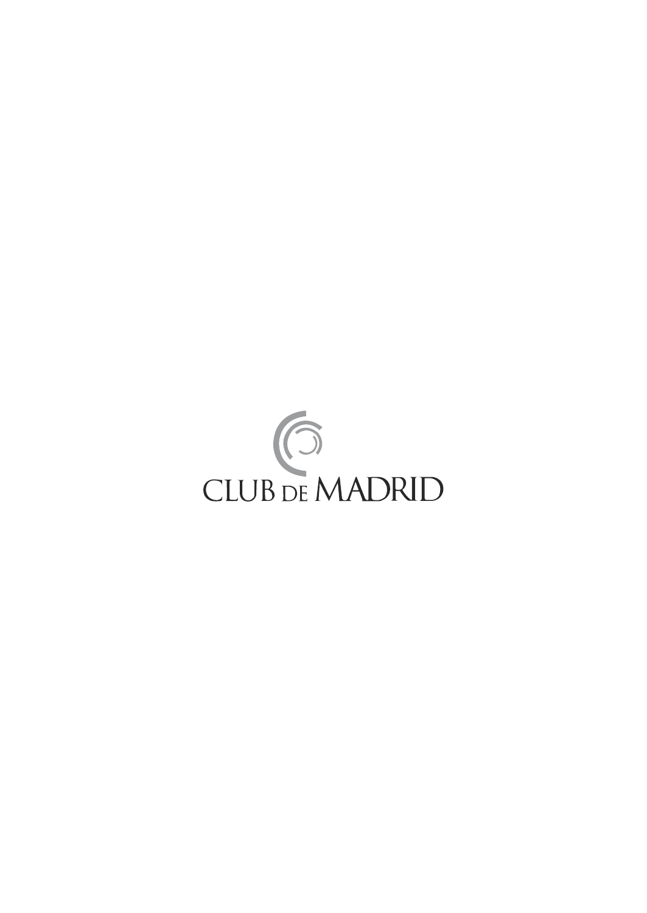CLUB DE MADRID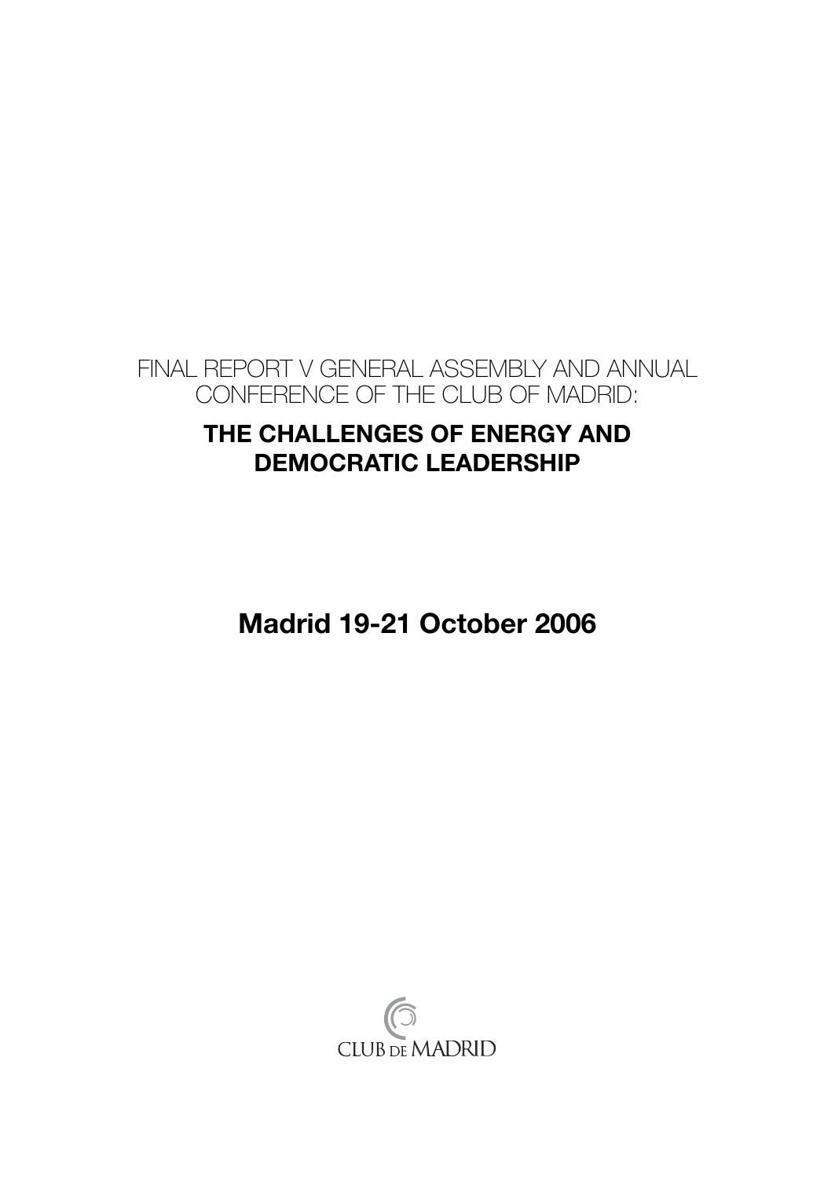FINAL REPORT V GENERAL ASSEMBLY AND ANNUAL CONFERENCE OF THE CLUB OF MADRID:

# THE CHALLENGES OF ENERGY AND DEMOCRATIC LEADERSHIP

## Madrid 19-21 October 2006

CLUB DE MADRID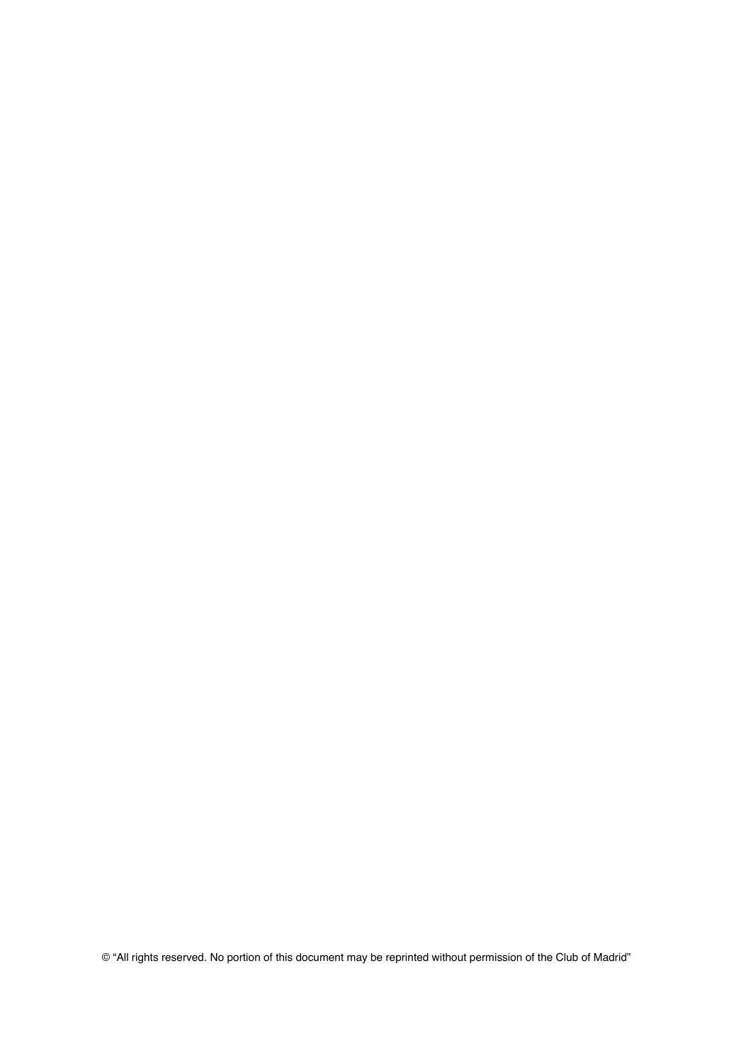© “All rights reserved. No portion of this document may be reprinted without permission of the Club of Madrid”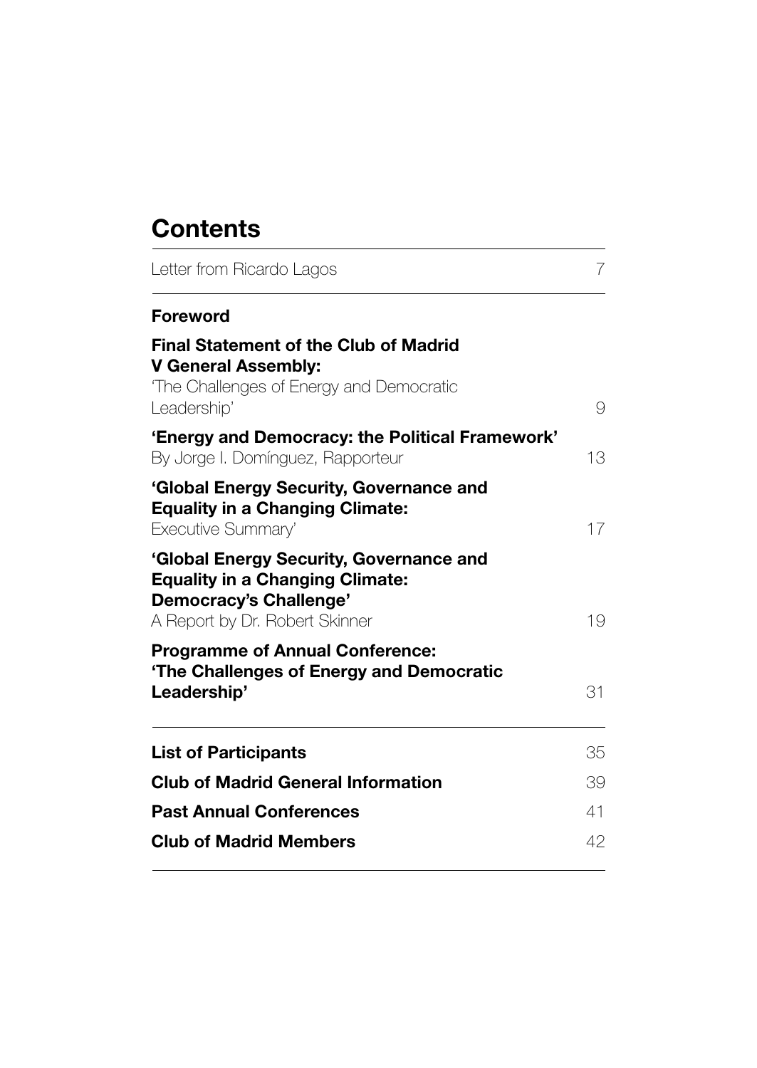# Contents

| | |
|---|---|
| Letter from Ricardo Lagos | 7 |
| **Foreword** | |
| **Final Statement of the Club of Madrid V General Assembly:** 'The Challenges of Energy and Democratic Leadership' | 9 |
| **'Energy and Democracy: the Political Framework'** By Jorge I. Domínguez, Rapporteur | 13 |
| **'Global Energy Security, Governance and Equality in a Changing Climate:** Executive Summary' | 17 |
| **'Global Energy Security, Governance and Equality in a Changing Climate: Democracy's Challenge'** A Report by Dr. Robert Skinner | 19 |
| **Programme of Annual Conference: 'The Challenges of Energy and Democratic Leadership'** | 31 |
| **List of Participants** | 35 |
| **Club of Madrid General Information** | 39 |
| **Past Annual Conferences** | 41 |
| **Club of Madrid Members** | 42 |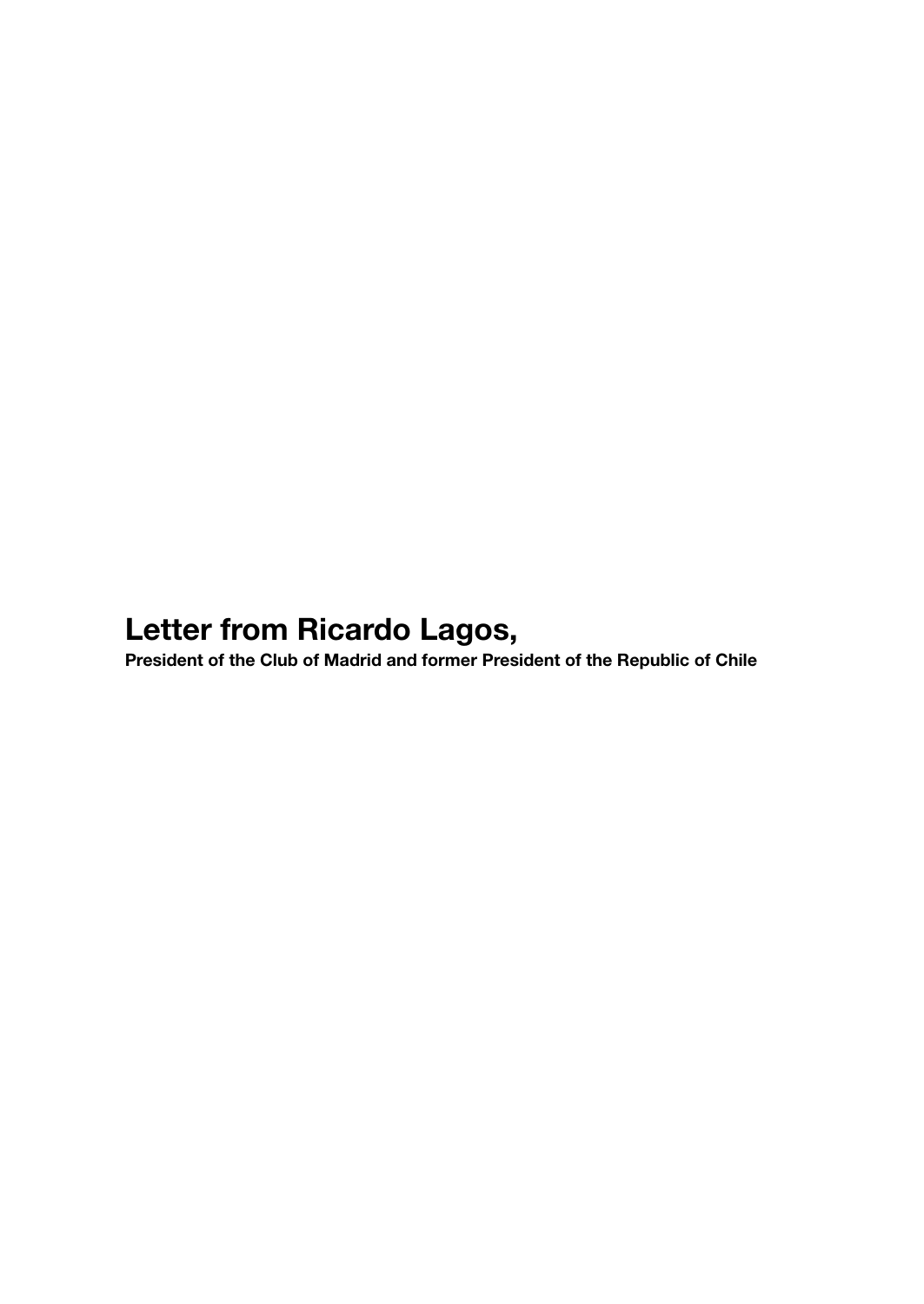# Letter from Ricardo Lagos,

**President of the Club of Madrid and former President of the Republic of Chile**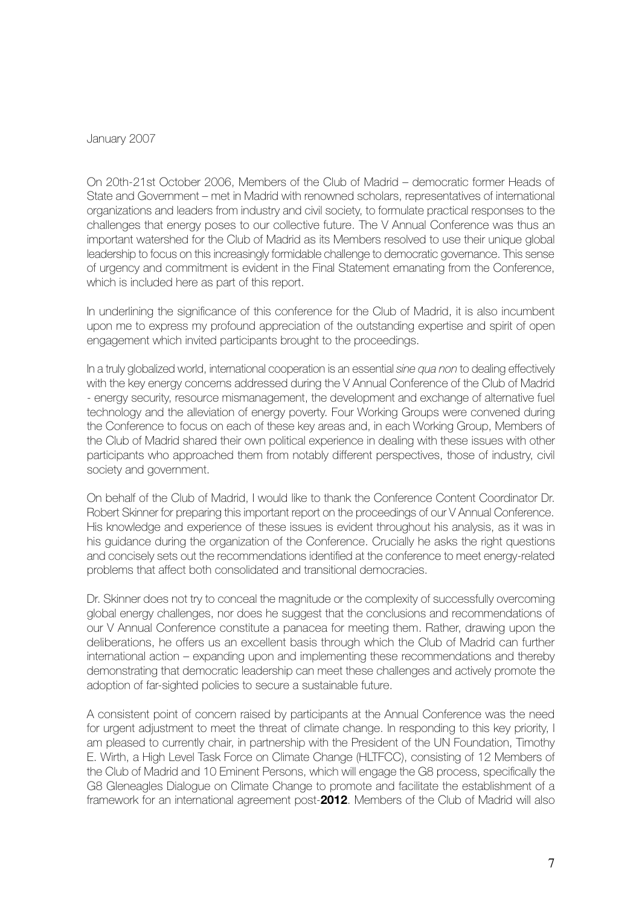January 2007

On 20th-21st October 2006, Members of the Club of Madrid – democratic former Heads of State and Government – met in Madrid with renowned scholars, representatives of international organizations and leaders from industry and civil society, to formulate practical responses to the challenges that energy poses to our collective future. The V Annual Conference was thus an important watershed for the Club of Madrid as its Members resolved to use their unique global leadership to focus on this increasingly formidable challenge to democratic governance. This sense of urgency and commitment is evident in the Final Statement emanating from the Conference, which is included here as part of this report.

In underlining the significance of this conference for the Club of Madrid, it is also incumbent upon me to express my profound appreciation of the outstanding expertise and spirit of open engagement which invited participants brought to the proceedings.

In a truly globalized world, international cooperation is an essential *sine qua non* to dealing effectively with the key energy concerns addressed during the V Annual Conference of the Club of Madrid - energy security, resource mismanagement, the development and exchange of alternative fuel technology and the alleviation of energy poverty. Four Working Groups were convened during the Conference to focus on each of these key areas and, in each Working Group, Members of the Club of Madrid shared their own political experience in dealing with these issues with other participants who approached them from notably different perspectives, those of industry, civil society and government.

On behalf of the Club of Madrid, I would like to thank the Conference Content Coordinator Dr. Robert Skinner for preparing this important report on the proceedings of our V Annual Conference. His knowledge and experience of these issues is evident throughout his analysis, as it was in his guidance during the organization of the Conference. Crucially he asks the right questions and concisely sets out the recommendations identified at the conference to meet energy-related problems that affect both consolidated and transitional democracies.

Dr. Skinner does not try to conceal the magnitude or the complexity of successfully overcoming global energy challenges, nor does he suggest that the conclusions and recommendations of our V Annual Conference constitute a panacea for meeting them. Rather, drawing upon the deliberations, he offers us an excellent basis through which the Club of Madrid can further international action – expanding upon and implementing these recommendations and thereby demonstrating that democratic leadership can meet these challenges and actively promote the adoption of far-sighted policies to secure a sustainable future.

A consistent point of concern raised by participants at the Annual Conference was the need for urgent adjustment to meet the threat of climate change. In responding to this key priority, I am pleased to currently chair, in partnership with the President of the UN Foundation, Timothy E. Wirth, a High Level Task Force on Climate Change (HLTFCC), consisting of 12 Members of the Club of Madrid and 10 Eminent Persons, which will engage the G8 process, specifically the G8 Gleneagles Dialogue on Climate Change to promote and facilitate the establishment of a framework for an international agreement post-**2012**. Members of the Club of Madrid will also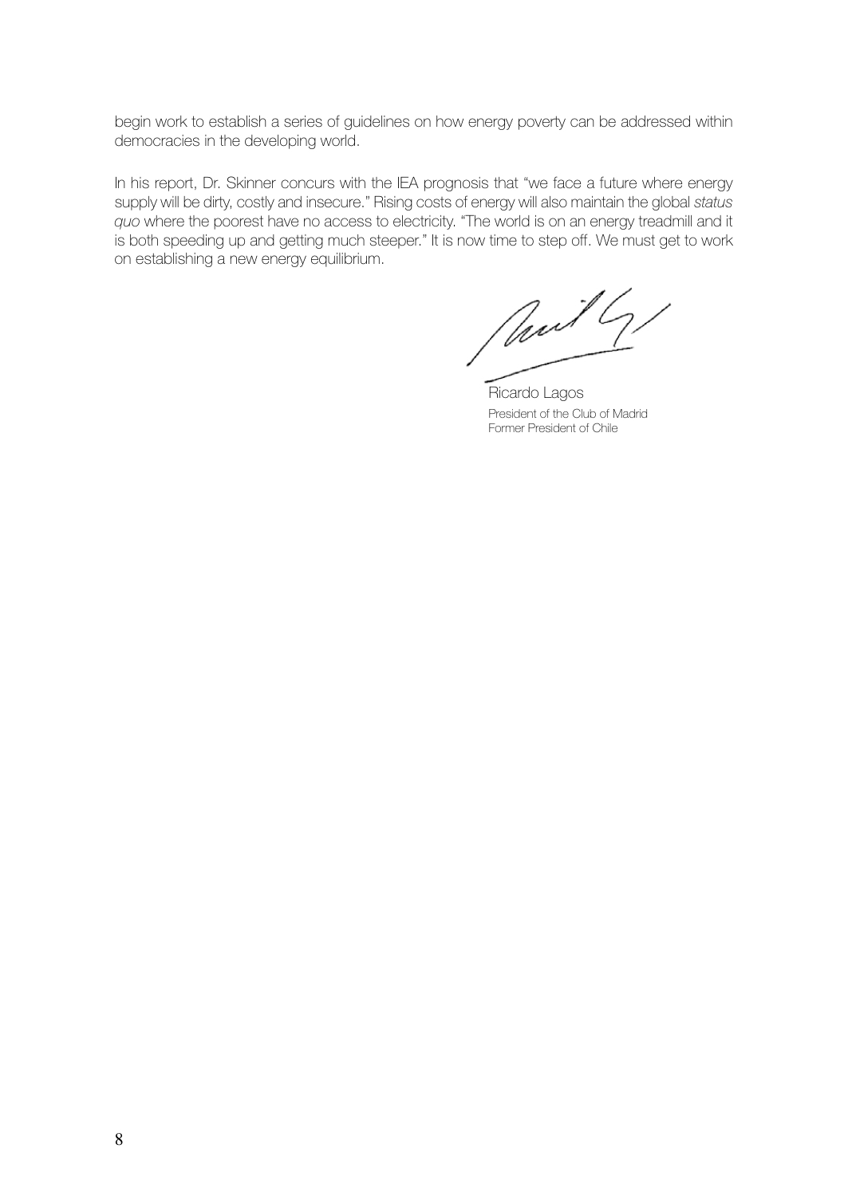begin work to establish a series of guidelines on how energy poverty can be addressed within democracies in the developing world.

In his report, Dr. Skinner concurs with the IEA prognosis that "we face a future where energy supply will be dirty, costly and insecure." Rising costs of energy will also maintain the global *status quo* where the poorest have no access to electricity. "The world is on an energy treadmill and it is both speeding up and getting much steeper." It is now time to step off. We must get to work on establishing a new energy equilibrium.

Ricardo Lagos
President of the Club of Madrid
Former President of Chile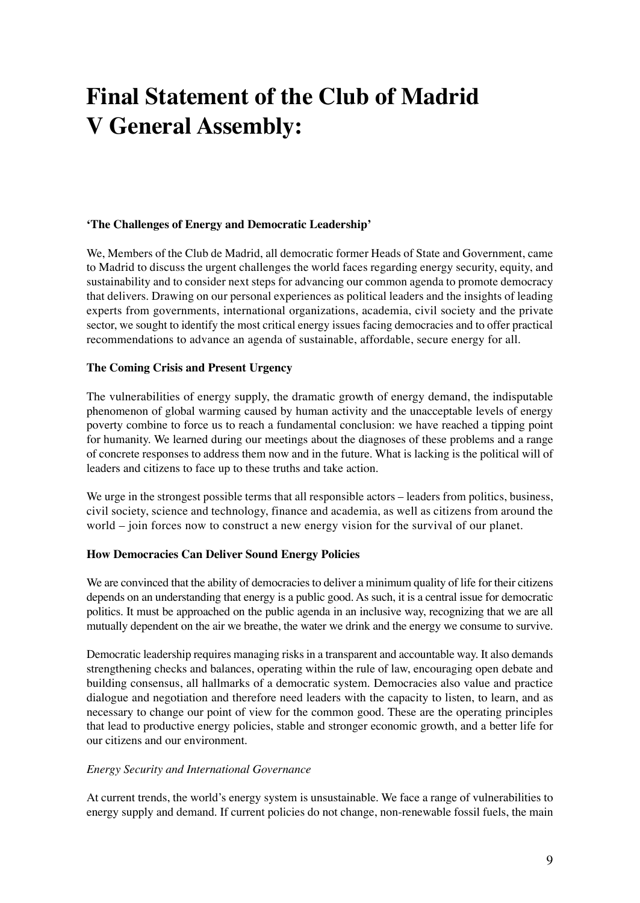# Final Statement of the Club of Madrid V General Assembly:

**'The Challenges of Energy and Democratic Leadership'**

We, Members of the Club de Madrid, all democratic former Heads of State and Government, came to Madrid to discuss the urgent challenges the world faces regarding energy security, equity, and sustainability and to consider next steps for advancing our common agenda to promote democracy that delivers. Drawing on our personal experiences as political leaders and the insights of leading experts from governments, international organizations, academia, civil society and the private sector, we sought to identify the most critical energy issues facing democracies and to offer practical recommendations to advance an agenda of sustainable, affordable, secure energy for all.

**The Coming Crisis and Present Urgency**

The vulnerabilities of energy supply, the dramatic growth of energy demand, the indisputable phenomenon of global warming caused by human activity and the unacceptable levels of energy poverty combine to force us to reach a fundamental conclusion: we have reached a tipping point for humanity. We learned during our meetings about the diagnoses of these problems and a range of concrete responses to address them now and in the future. What is lacking is the political will of leaders and citizens to face up to these truths and take action.

We urge in the strongest possible terms that all responsible actors – leaders from politics, business, civil society, science and technology, finance and academia, as well as citizens from around the world – join forces now to construct a new energy vision for the survival of our planet.

**How Democracies Can Deliver Sound Energy Policies**

We are convinced that the ability of democracies to deliver a minimum quality of life for their citizens depends on an understanding that energy is a public good. As such, it is a central issue for democratic politics. It must be approached on the public agenda in an inclusive way, recognizing that we are all mutually dependent on the air we breathe, the water we drink and the energy we consume to survive.

Democratic leadership requires managing risks in a transparent and accountable way. It also demands strengthening checks and balances, operating within the rule of law, encouraging open debate and building consensus, all hallmarks of a democratic system. Democracies also value and practice dialogue and negotiation and therefore need leaders with the capacity to listen, to learn, and as necessary to change our point of view for the common good. These are the operating principles that lead to productive energy policies, stable and stronger economic growth, and a better life for our citizens and our environment.

*Energy Security and International Governance*

At current trends, the world's energy system is unsustainable. We face a range of vulnerabilities to energy supply and demand. If current policies do not change, non-renewable fossil fuels, the main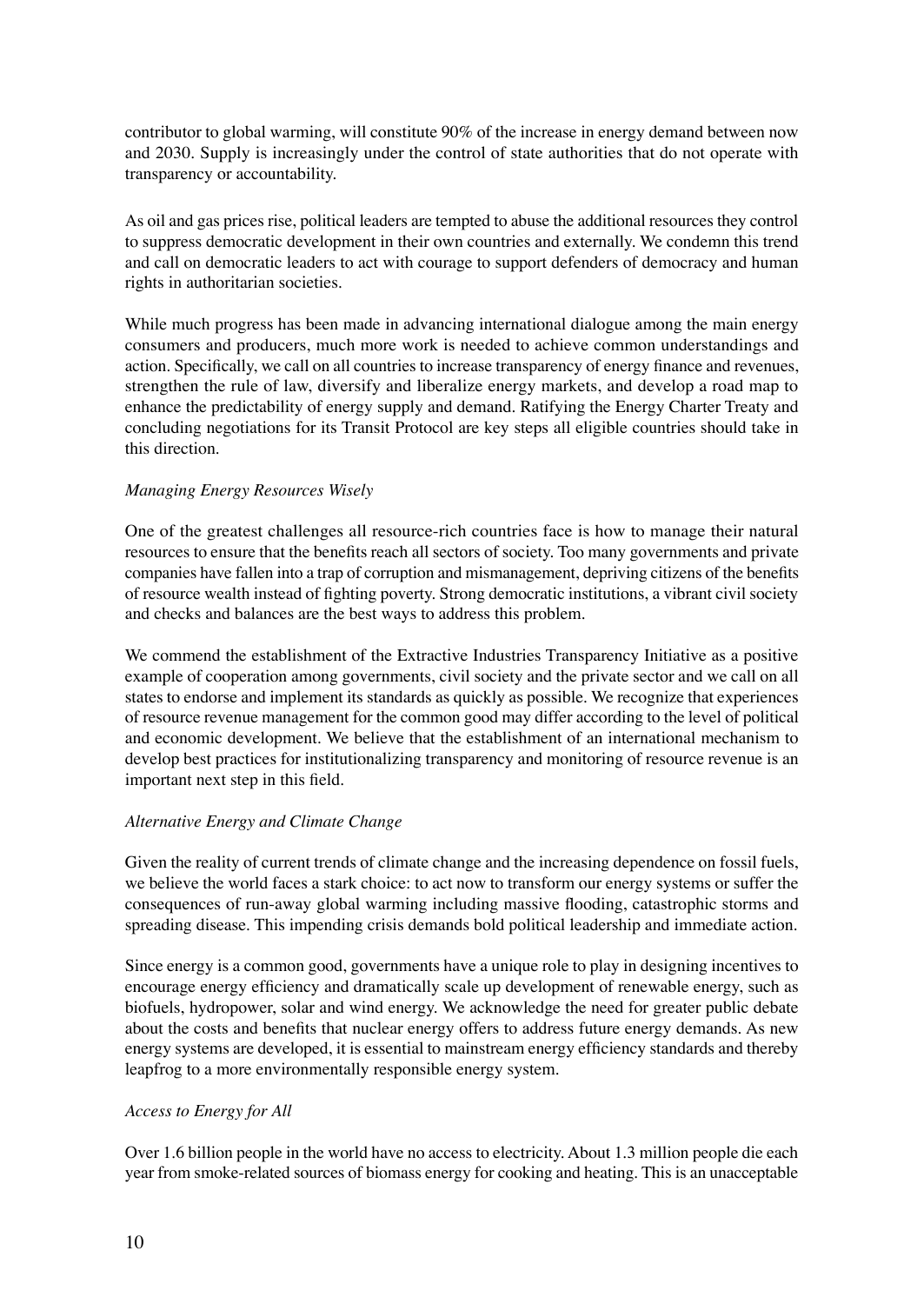contributor to global warming, will constitute 90% of the increase in energy demand between now and 2030. Supply is increasingly under the control of state authorities that do not operate with transparency or accountability.

As oil and gas prices rise, political leaders are tempted to abuse the additional resources they control to suppress democratic development in their own countries and externally. We condemn this trend and call on democratic leaders to act with courage to support defenders of democracy and human rights in authoritarian societies.

While much progress has been made in advancing international dialogue among the main energy consumers and producers, much more work is needed to achieve common understandings and action. Specifically, we call on all countries to increase transparency of energy finance and revenues, strengthen the rule of law, diversify and liberalize energy markets, and develop a road map to enhance the predictability of energy supply and demand. Ratifying the Energy Charter Treaty and concluding negotiations for its Transit Protocol are key steps all eligible countries should take in this direction.

*Managing Energy Resources Wisely*

One of the greatest challenges all resource-rich countries face is how to manage their natural resources to ensure that the benefits reach all sectors of society. Too many governments and private companies have fallen into a trap of corruption and mismanagement, depriving citizens of the benefits of resource wealth instead of fighting poverty. Strong democratic institutions, a vibrant civil society and checks and balances are the best ways to address this problem.

We commend the establishment of the Extractive Industries Transparency Initiative as a positive example of cooperation among governments, civil society and the private sector and we call on all states to endorse and implement its standards as quickly as possible. We recognize that experiences of resource revenue management for the common good may differ according to the level of political and economic development. We believe that the establishment of an international mechanism to develop best practices for institutionalizing transparency and monitoring of resource revenue is an important next step in this field.

*Alternative Energy and Climate Change*

Given the reality of current trends of climate change and the increasing dependence on fossil fuels, we believe the world faces a stark choice: to act now to transform our energy systems or suffer the consequences of run-away global warming including massive flooding, catastrophic storms and spreading disease. This impending crisis demands bold political leadership and immediate action.

Since energy is a common good, governments have a unique role to play in designing incentives to encourage energy efficiency and dramatically scale up development of renewable energy, such as biofuels, hydropower, solar and wind energy. We acknowledge the need for greater public debate about the costs and benefits that nuclear energy offers to address future energy demands. As new energy systems are developed, it is essential to mainstream energy efficiency standards and thereby leapfrog to a more environmentally responsible energy system.

*Access to Energy for All*

Over 1.6 billion people in the world have no access to electricity. About 1.3 million people die each year from smoke-related sources of biomass energy for cooking and heating. This is an unacceptable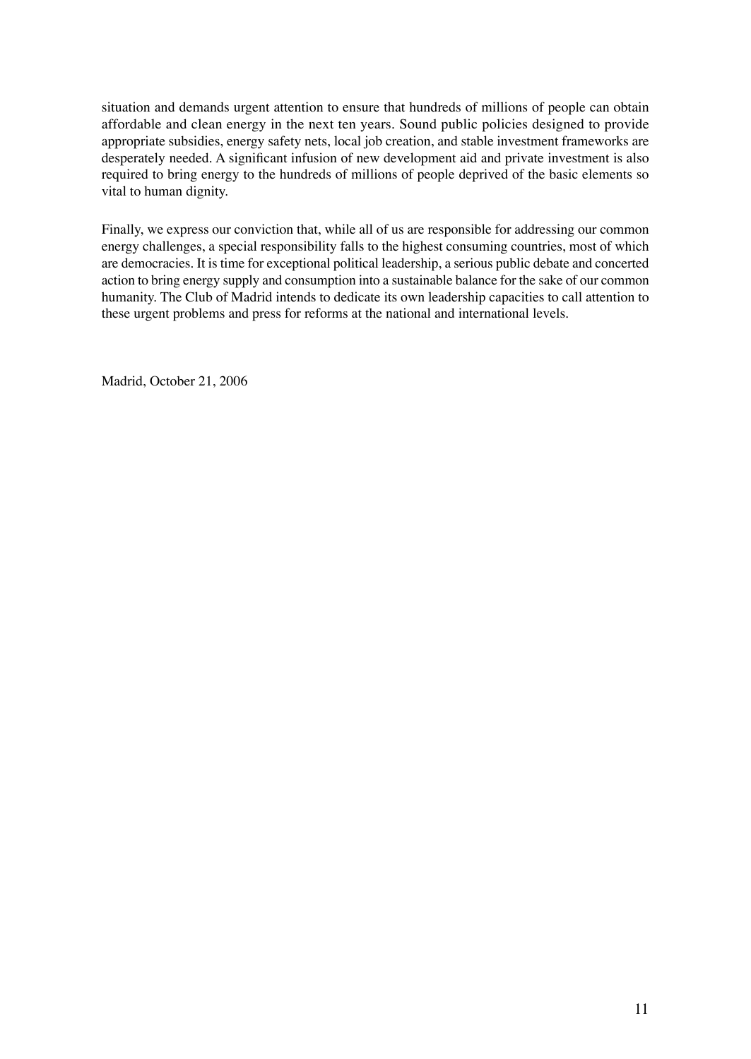situation and demands urgent attention to ensure that hundreds of millions of people can obtain affordable and clean energy in the next ten years. Sound public policies designed to provide appropriate subsidies, energy safety nets, local job creation, and stable investment frameworks are desperately needed. A significant infusion of new development aid and private investment is also required to bring energy to the hundreds of millions of people deprived of the basic elements so vital to human dignity.

Finally, we express our conviction that, while all of us are responsible for addressing our common energy challenges, a special responsibility falls to the highest consuming countries, most of which are democracies. It is time for exceptional political leadership, a serious public debate and concerted action to bring energy supply and consumption into a sustainable balance for the sake of our common humanity. The Club of Madrid intends to dedicate its own leadership capacities to call attention to these urgent problems and press for reforms at the national and international levels.

Madrid, October 21, 2006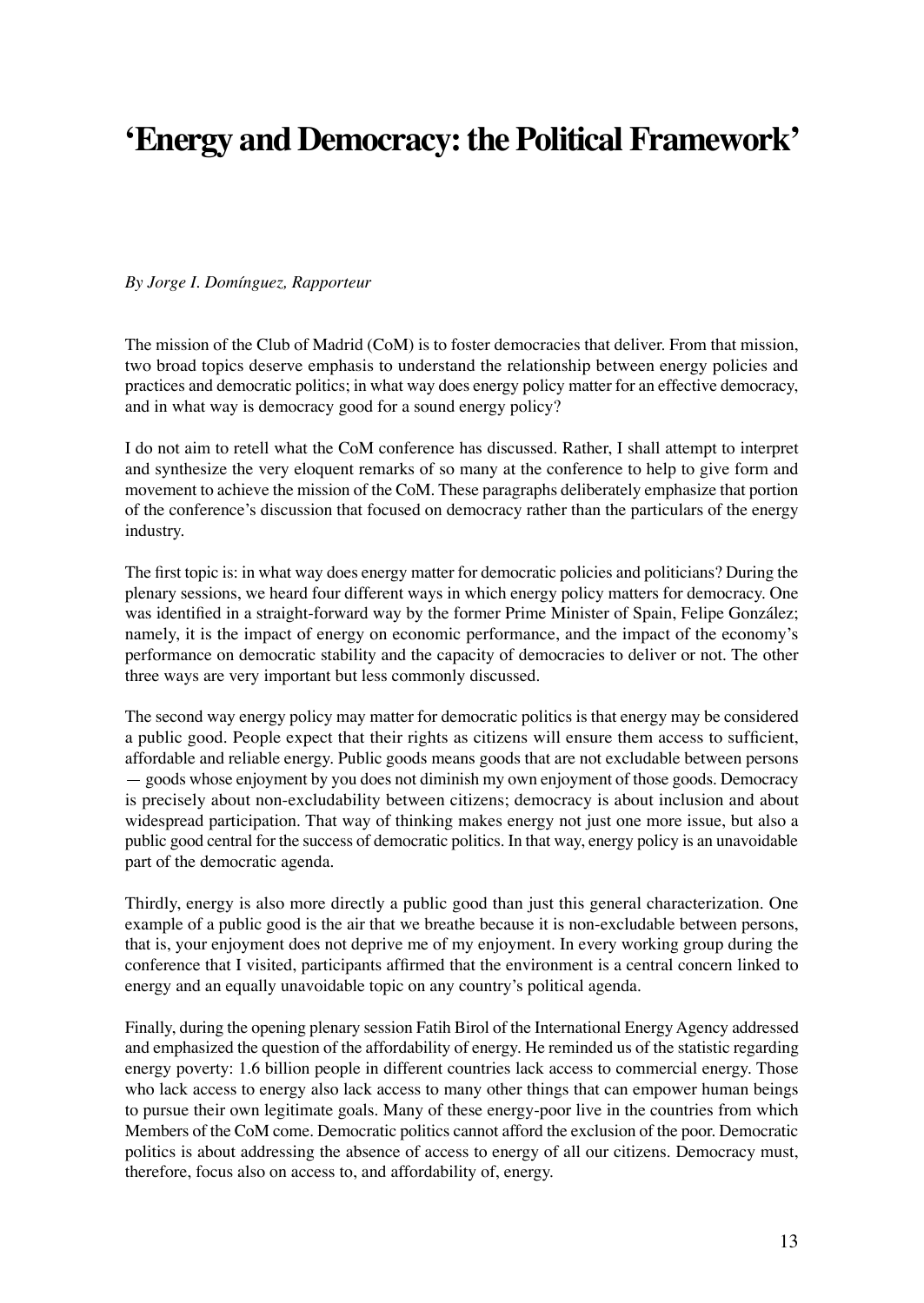# ‘Energy and Democracy: the Political Framework’

*By Jorge I. Domínguez, Rapporteur*

The mission of the Club of Madrid (CoM) is to foster democracies that deliver. From that mission, two broad topics deserve emphasis to understand the relationship between energy policies and practices and democratic politics; in what way does energy policy matter for an effective democracy, and in what way is democracy good for a sound energy policy?

I do not aim to retell what the CoM conference has discussed. Rather, I shall attempt to interpret and synthesize the very eloquent remarks of so many at the conference to help to give form and movement to achieve the mission of the CoM. These paragraphs deliberately emphasize that portion of the conference’s discussion that focused on democracy rather than the particulars of the energy industry.

The first topic is: in what way does energy matter for democratic policies and politicians? During the plenary sessions, we heard four different ways in which energy policy matters for democracy. One was identified in a straight-forward way by the former Prime Minister of Spain, Felipe González; namely, it is the impact of energy on economic performance, and the impact of the economy’s performance on democratic stability and the capacity of democracies to deliver or not. The other three ways are very important but less commonly discussed.

The second way energy policy may matter for democratic politics is that energy may be considered a public good. People expect that their rights as citizens will ensure them access to sufficient, affordable and reliable energy. Public goods means goods that are not excludable between persons — goods whose enjoyment by you does not diminish my own enjoyment of those goods. Democracy is precisely about non-excludability between citizens; democracy is about inclusion and about widespread participation. That way of thinking makes energy not just one more issue, but also a public good central for the success of democratic politics. In that way, energy policy is an unavoidable part of the democratic agenda.

Thirdly, energy is also more directly a public good than just this general characterization. One example of a public good is the air that we breathe because it is non-excludable between persons, that is, your enjoyment does not deprive me of my enjoyment. In every working group during the conference that I visited, participants affirmed that the environment is a central concern linked to energy and an equally unavoidable topic on any country’s political agenda.

Finally, during the opening plenary session Fatih Birol of the International Energy Agency addressed and emphasized the question of the affordability of energy. He reminded us of the statistic regarding energy poverty: 1.6 billion people in different countries lack access to commercial energy. Those who lack access to energy also lack access to many other things that can empower human beings to pursue their own legitimate goals. Many of these energy-poor live in the countries from which Members of the CoM come. Democratic politics cannot afford the exclusion of the poor. Democratic politics is about addressing the absence of access to energy of all our citizens. Democracy must, therefore, focus also on access to, and affordability of, energy.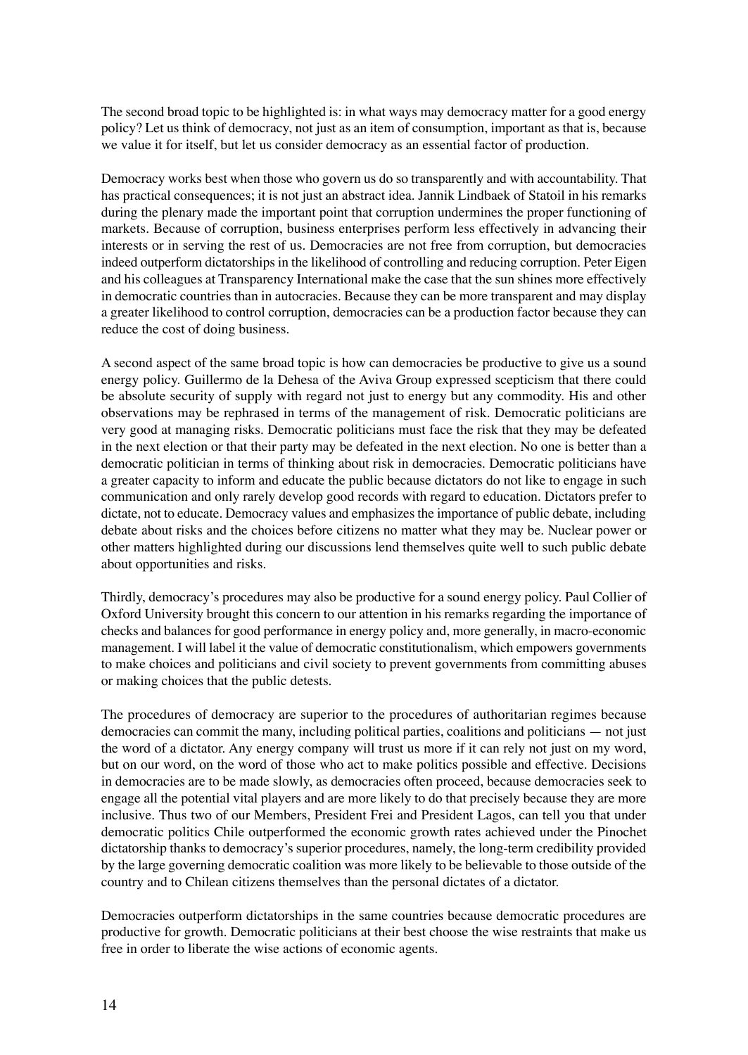The second broad topic to be highlighted is: in what ways may democracy matter for a good energy policy? Let us think of democracy, not just as an item of consumption, important as that is, because we value it for itself, but let us consider democracy as an essential factor of production.

Democracy works best when those who govern us do so transparently and with accountability. That has practical consequences; it is not just an abstract idea. Jannik Lindbaek of Statoil in his remarks during the plenary made the important point that corruption undermines the proper functioning of markets. Because of corruption, business enterprises perform less effectively in advancing their interests or in serving the rest of us. Democracies are not free from corruption, but democracies indeed outperform dictatorships in the likelihood of controlling and reducing corruption. Peter Eigen and his colleagues at Transparency International make the case that the sun shines more effectively in democratic countries than in autocracies. Because they can be more transparent and may display a greater likelihood to control corruption, democracies can be a production factor because they can reduce the cost of doing business.

A second aspect of the same broad topic is how can democracies be productive to give us a sound energy policy. Guillermo de la Dehesa of the Aviva Group expressed scepticism that there could be absolute security of supply with regard not just to energy but any commodity. His and other observations may be rephrased in terms of the management of risk. Democratic politicians are very good at managing risks. Democratic politicians must face the risk that they may be defeated in the next election or that their party may be defeated in the next election. No one is better than a democratic politician in terms of thinking about risk in democracies. Democratic politicians have a greater capacity to inform and educate the public because dictators do not like to engage in such communication and only rarely develop good records with regard to education. Dictators prefer to dictate, not to educate. Democracy values and emphasizes the importance of public debate, including debate about risks and the choices before citizens no matter what they may be. Nuclear power or other matters highlighted during our discussions lend themselves quite well to such public debate about opportunities and risks.

Thirdly, democracy's procedures may also be productive for a sound energy policy. Paul Collier of Oxford University brought this concern to our attention in his remarks regarding the importance of checks and balances for good performance in energy policy and, more generally, in macro-economic management. I will label it the value of democratic constitutionalism, which empowers governments to make choices and politicians and civil society to prevent governments from committing abuses or making choices that the public detests.

The procedures of democracy are superior to the procedures of authoritarian regimes because democracies can commit the many, including political parties, coalitions and politicians — not just the word of a dictator. Any energy company will trust us more if it can rely not just on my word, but on our word, on the word of those who act to make politics possible and effective. Decisions in democracies are to be made slowly, as democracies often proceed, because democracies seek to engage all the potential vital players and are more likely to do that precisely because they are more inclusive. Thus two of our Members, President Frei and President Lagos, can tell you that under democratic politics Chile outperformed the economic growth rates achieved under the Pinochet dictatorship thanks to democracy's superior procedures, namely, the long-term credibility provided by the large governing democratic coalition was more likely to be believable to those outside of the country and to Chilean citizens themselves than the personal dictates of a dictator.

Democracies outperform dictatorships in the same countries because democratic procedures are productive for growth. Democratic politicians at their best choose the wise restraints that make us free in order to liberate the wise actions of economic agents.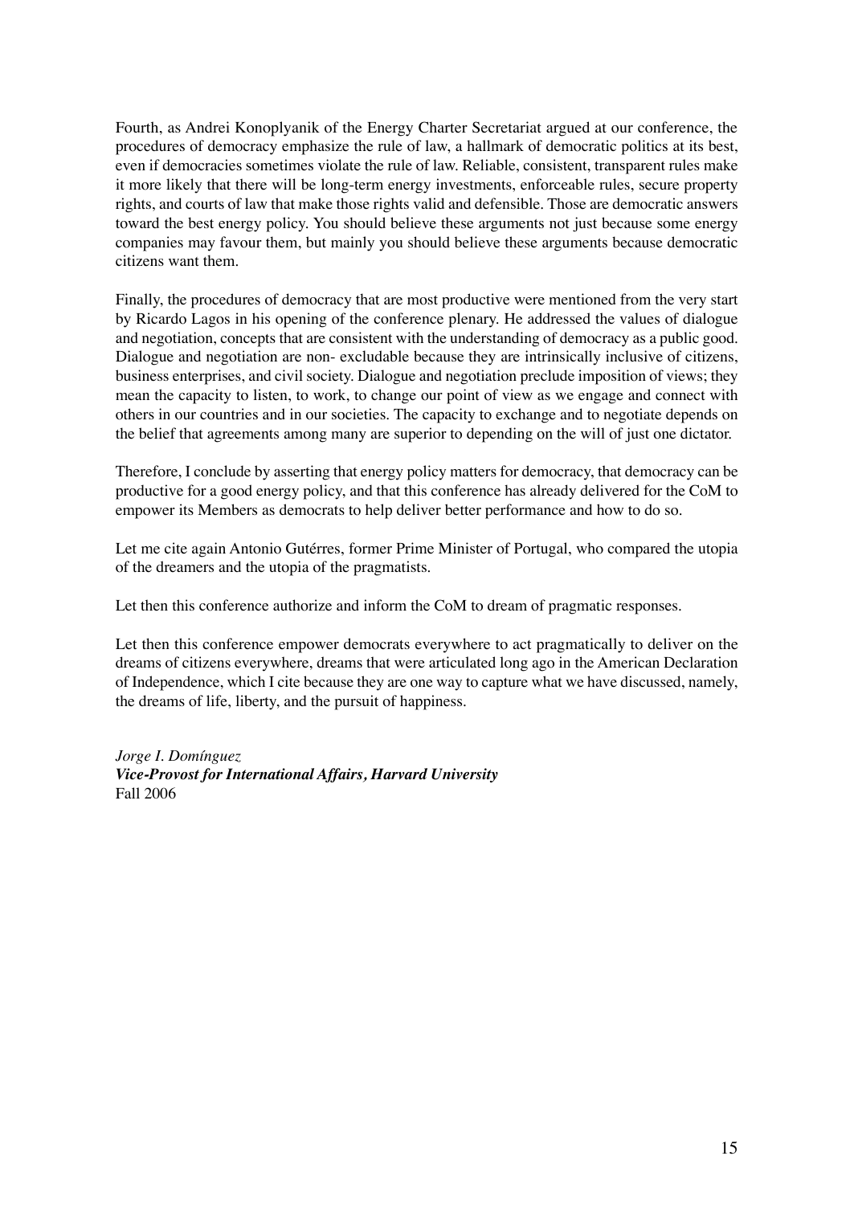Fourth, as Andrei Konoplyanik of the Energy Charter Secretariat argued at our conference, the procedures of democracy emphasize the rule of law, a hallmark of democratic politics at its best, even if democracies sometimes violate the rule of law. Reliable, consistent, transparent rules make it more likely that there will be long-term energy investments, enforceable rules, secure property rights, and courts of law that make those rights valid and defensible. Those are democratic answers toward the best energy policy. You should believe these arguments not just because some energy companies may favour them, but mainly you should believe these arguments because democratic citizens want them.

Finally, the procedures of democracy that are most productive were mentioned from the very start by Ricardo Lagos in his opening of the conference plenary. He addressed the values of dialogue and negotiation, concepts that are consistent with the understanding of democracy as a public good. Dialogue and negotiation are non- excludable because they are intrinsically inclusive of citizens, business enterprises, and civil society. Dialogue and negotiation preclude imposition of views; they mean the capacity to listen, to work, to change our point of view as we engage and connect with others in our countries and in our societies. The capacity to exchange and to negotiate depends on the belief that agreements among many are superior to depending on the will of just one dictator.

Therefore, I conclude by asserting that energy policy matters for democracy, that democracy can be productive for a good energy policy, and that this conference has already delivered for the CoM to empower its Members as democrats to help deliver better performance and how to do so.

Let me cite again Antonio Gutérres, former Prime Minister of Portugal, who compared the utopia of the dreamers and the utopia of the pragmatists.

Let then this conference authorize and inform the CoM to dream of pragmatic responses.

Let then this conference empower democrats everywhere to act pragmatically to deliver on the dreams of citizens everywhere, dreams that were articulated long ago in the American Declaration of Independence, which I cite because they are one way to capture what we have discussed, namely, the dreams of life, liberty, and the pursuit of happiness.

*Jorge I. Domínguez*
***Vice-Provost for International Affairs, Harvard University***
Fall 2006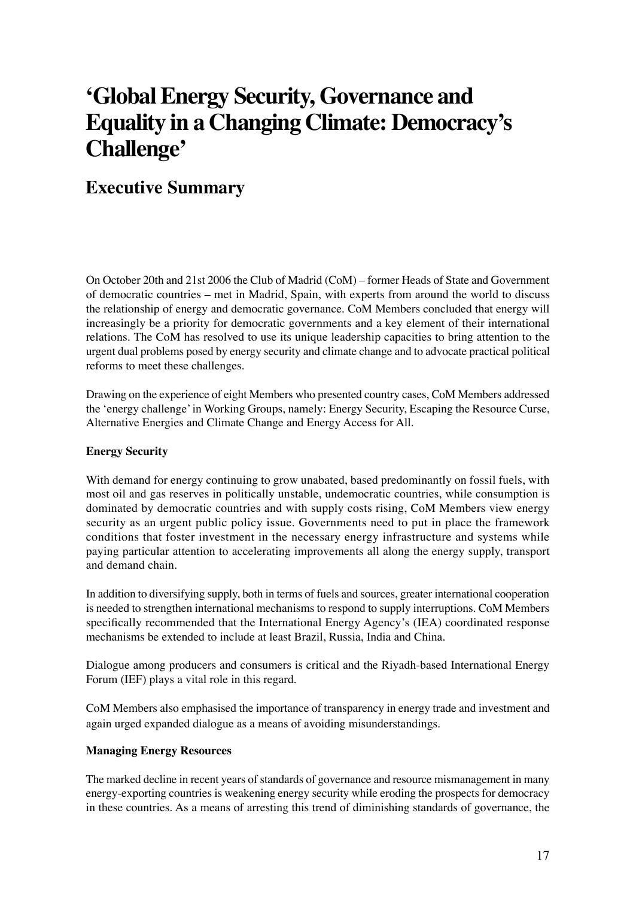# 'Global Energy Security, Governance and Equality in a Changing Climate: Democracy's Challenge'

## Executive Summary

On October 20th and 21st 2006 the Club of Madrid (CoM) – former Heads of State and Government of democratic countries – met in Madrid, Spain, with experts from around the world to discuss the relationship of energy and democratic governance. CoM Members concluded that energy will increasingly be a priority for democratic governments and a key element of their international relations. The CoM has resolved to use its unique leadership capacities to bring attention to the urgent dual problems posed by energy security and climate change and to advocate practical political reforms to meet these challenges.

Drawing on the experience of eight Members who presented country cases, CoM Members addressed the 'energy challenge' in Working Groups, namely: Energy Security, Escaping the Resource Curse, Alternative Energies and Climate Change and Energy Access for All.

**Energy Security**

With demand for energy continuing to grow unabated, based predominantly on fossil fuels, with most oil and gas reserves in politically unstable, undemocratic countries, while consumption is dominated by democratic countries and with supply costs rising, CoM Members view energy security as an urgent public policy issue. Governments need to put in place the framework conditions that foster investment in the necessary energy infrastructure and systems while paying particular attention to accelerating improvements all along the energy supply, transport and demand chain.

In addition to diversifying supply, both in terms of fuels and sources, greater international cooperation is needed to strengthen international mechanisms to respond to supply interruptions. CoM Members specifically recommended that the International Energy Agency's (IEA) coordinated response mechanisms be extended to include at least Brazil, Russia, India and China.

Dialogue among producers and consumers is critical and the Riyadh-based International Energy Forum (IEF) plays a vital role in this regard.

CoM Members also emphasised the importance of transparency in energy trade and investment and again urged expanded dialogue as a means of avoiding misunderstandings.

**Managing Energy Resources**

The marked decline in recent years of standards of governance and resource mismanagement in many energy-exporting countries is weakening energy security while eroding the prospects for democracy in these countries. As a means of arresting this trend of diminishing standards of governance, the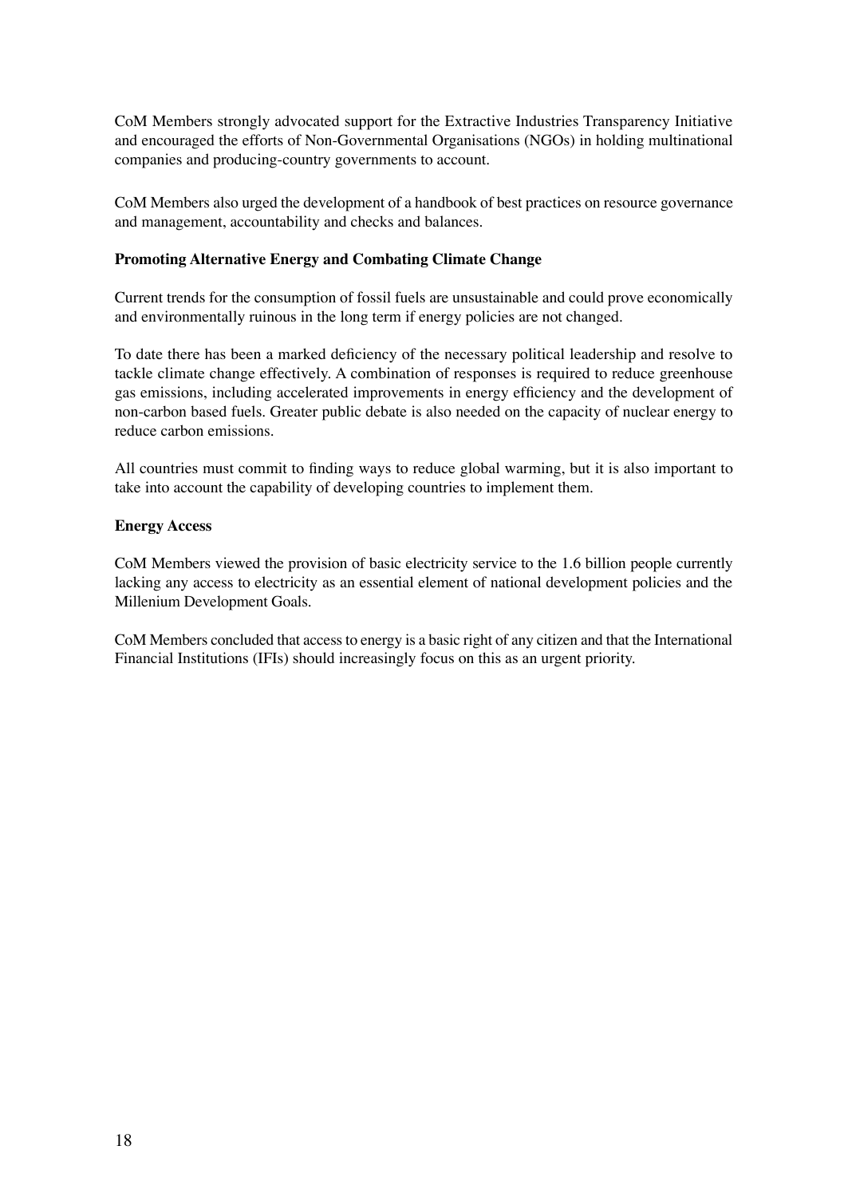CoM Members strongly advocated support for the Extractive Industries Transparency Initiative and encouraged the efforts of Non-Governmental Organisations (NGOs) in holding multinational companies and producing-country governments to account.

CoM Members also urged the development of a handbook of best practices on resource governance and management, accountability and checks and balances.

**Promoting Alternative Energy and Combating Climate Change**

Current trends for the consumption of fossil fuels are unsustainable and could prove economically and environmentally ruinous in the long term if energy policies are not changed.

To date there has been a marked deficiency of the necessary political leadership and resolve to tackle climate change effectively. A combination of responses is required to reduce greenhouse gas emissions, including accelerated improvements in energy efficiency and the development of non-carbon based fuels. Greater public debate is also needed on the capacity of nuclear energy to reduce carbon emissions.

All countries must commit to finding ways to reduce global warming, but it is also important to take into account the capability of developing countries to implement them.

**Energy Access**

CoM Members viewed the provision of basic electricity service to the 1.6 billion people currently lacking any access to electricity as an essential element of national development policies and the Millenium Development Goals.

CoM Members concluded that access to energy is a basic right of any citizen and that the International Financial Institutions (IFIs) should increasingly focus on this as an urgent priority.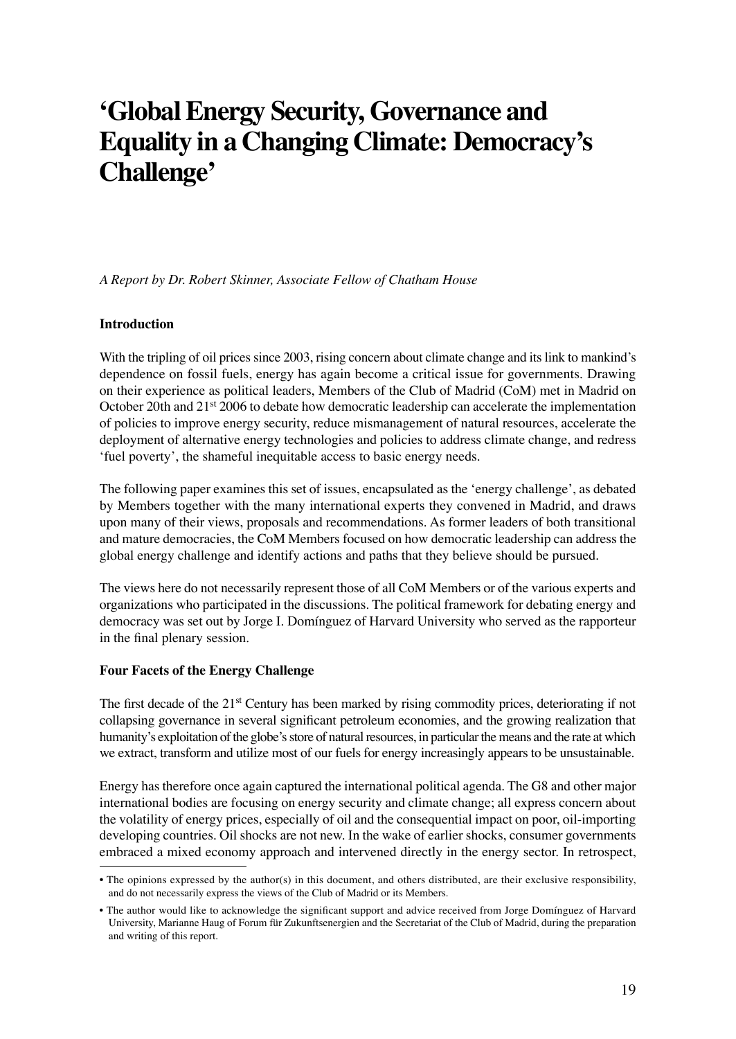# ‘Global Energy Security, Governance and Equality in a Changing Climate: Democracy’s Challenge’

*A Report by Dr. Robert Skinner, Associate Fellow of Chatham House*

**Introduction**

With the tripling of oil prices since 2003, rising concern about climate change and its link to mankind’s dependence on fossil fuels, energy has again become a critical issue for governments. Drawing on their experience as political leaders, Members of the Club of Madrid (CoM) met in Madrid on October 20th and 21st 2006 to debate how democratic leadership can accelerate the implementation of policies to improve energy security, reduce mismanagement of natural resources, accelerate the deployment of alternative energy technologies and policies to address climate change, and redress ‘fuel poverty’, the shameful inequitable access to basic energy needs.

The following paper examines this set of issues, encapsulated as the ‘energy challenge’, as debated by Members together with the many international experts they convened in Madrid, and draws upon many of their views, proposals and recommendations. As former leaders of both transitional and mature democracies, the CoM Members focused on how democratic leadership can address the global energy challenge and identify actions and paths that they believe should be pursued.

The views here do not necessarily represent those of all CoM Members or of the various experts and organizations who participated in the discussions. The political framework for debating energy and democracy was set out by Jorge I. Domínguez of Harvard University who served as the rapporteur in the final plenary session.

**Four Facets of the Energy Challenge**

The first decade of the 21st Century has been marked by rising commodity prices, deteriorating if not collapsing governance in several significant petroleum economies, and the growing realization that humanity’s exploitation of the globe’s store of natural resources, in particular the means and the rate at which we extract, transform and utilize most of our fuels for energy increasingly appears to be unsustainable.

Energy has therefore once again captured the international political agenda. The G8 and other major international bodies are focusing on energy security and climate change; all express concern about the volatility of energy prices, especially of oil and the consequential impact on poor, oil-importing developing countries. Oil shocks are not new. In the wake of earlier shocks, consumer governments embraced a mixed economy approach and intervened directly in the energy sector. In retrospect,

---

- The opinions expressed by the author(s) in this document, and others distributed, are their exclusive responsibility, and do not necessarily express the views of the Club of Madrid or its Members.
- The author would like to acknowledge the significant support and advice received from Jorge Domínguez of Harvard University, Marianne Haug of Forum für Zukunftsenergien and the Secretariat of the Club of Madrid, during the preparation and writing of this report.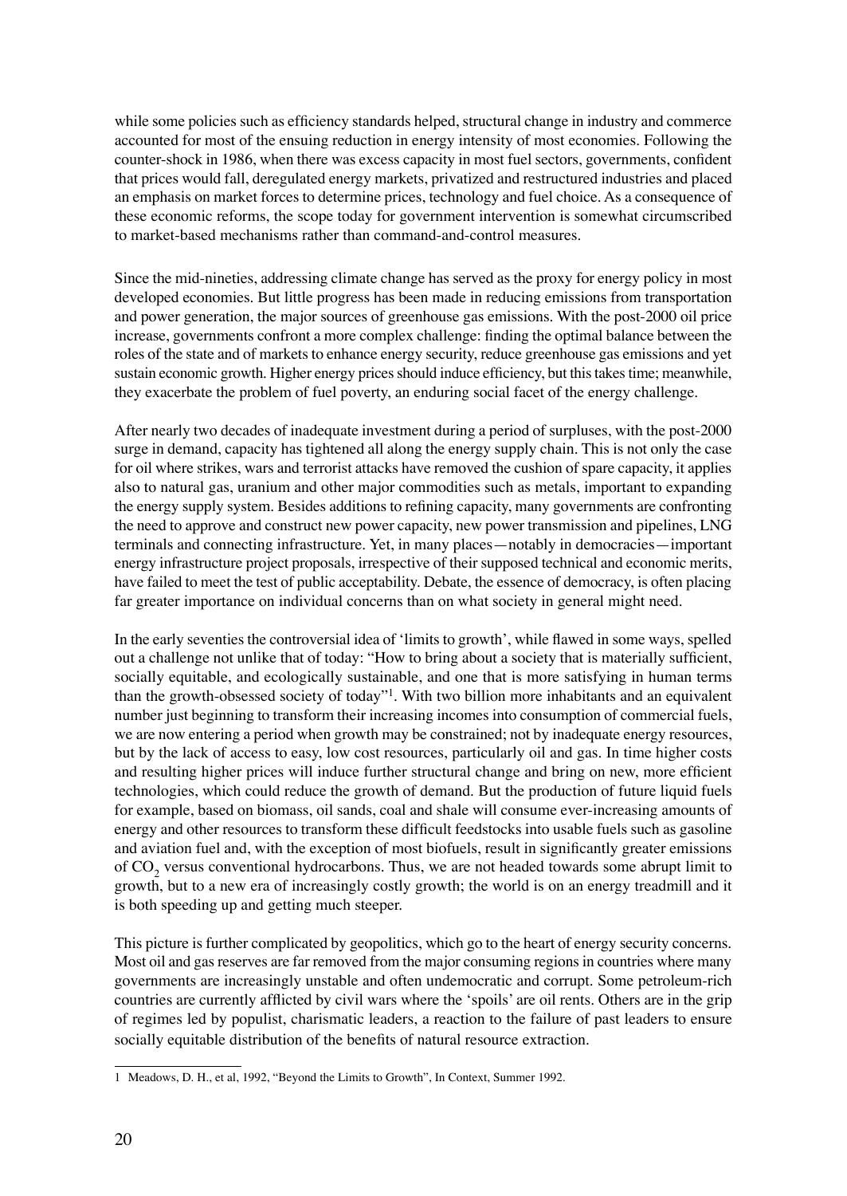while some policies such as efficiency standards helped, structural change in industry and commerce accounted for most of the ensuing reduction in energy intensity of most economies. Following the counter-shock in 1986, when there was excess capacity in most fuel sectors, governments, confident that prices would fall, deregulated energy markets, privatized and restructured industries and placed an emphasis on market forces to determine prices, technology and fuel choice. As a consequence of these economic reforms, the scope today for government intervention is somewhat circumscribed to market-based mechanisms rather than command-and-control measures.

Since the mid-nineties, addressing climate change has served as the proxy for energy policy in most developed economies. But little progress has been made in reducing emissions from transportation and power generation, the major sources of greenhouse gas emissions. With the post-2000 oil price increase, governments confront a more complex challenge: finding the optimal balance between the roles of the state and of markets to enhance energy security, reduce greenhouse gas emissions and yet sustain economic growth. Higher energy prices should induce efficiency, but this takes time; meanwhile, they exacerbate the problem of fuel poverty, an enduring social facet of the energy challenge.

After nearly two decades of inadequate investment during a period of surpluses, with the post-2000 surge in demand, capacity has tightened all along the energy supply chain. This is not only the case for oil where strikes, wars and terrorist attacks have removed the cushion of spare capacity, it applies also to natural gas, uranium and other major commodities such as metals, important to expanding the energy supply system. Besides additions to refining capacity, many governments are confronting the need to approve and construct new power capacity, new power transmission and pipelines, LNG terminals and connecting infrastructure. Yet, in many places—notably in democracies—important energy infrastructure project proposals, irrespective of their supposed technical and economic merits, have failed to meet the test of public acceptability. Debate, the essence of democracy, is often placing far greater importance on individual concerns than on what society in general might need.

In the early seventies the controversial idea of 'limits to growth', while flawed in some ways, spelled out a challenge not unlike that of today: "How to bring about a society that is materially sufficient, socially equitable, and ecologically sustainable, and one that is more satisfying in human terms than the growth-obsessed society of today"[1]. With two billion more inhabitants and an equivalent number just beginning to transform their increasing incomes into consumption of commercial fuels, we are now entering a period when growth may be constrained; not by inadequate energy resources, but by the lack of access to easy, low cost resources, particularly oil and gas. In time higher costs and resulting higher prices will induce further structural change and bring on new, more efficient technologies, which could reduce the growth of demand. But the production of future liquid fuels for example, based on biomass, oil sands, coal and shale will consume ever-increasing amounts of energy and other resources to transform these difficult feedstocks into usable fuels such as gasoline and aviation fuel and, with the exception of most biofuels, result in significantly greater emissions of $CO_2$ versus conventional hydrocarbons. Thus, we are not headed towards some abrupt limit to growth, but to a new era of increasingly costly growth; the world is on an energy treadmill and it is both speeding up and getting much steeper.

This picture is further complicated by geopolitics, which go to the heart of energy security concerns. Most oil and gas reserves are far removed from the major consuming regions in countries where many governments are increasingly unstable and often undemocratic and corrupt. Some petroleum-rich countries are currently afflicted by civil wars where the 'spoils' are oil rents. Others are in the grip of regimes led by populist, charismatic leaders, a reaction to the failure of past leaders to ensure socially equitable distribution of the benefits of natural resource extraction.

---

1 Meadows, D. H., et al, 1992, "Beyond the Limits to Growth", In Context, Summer 1992.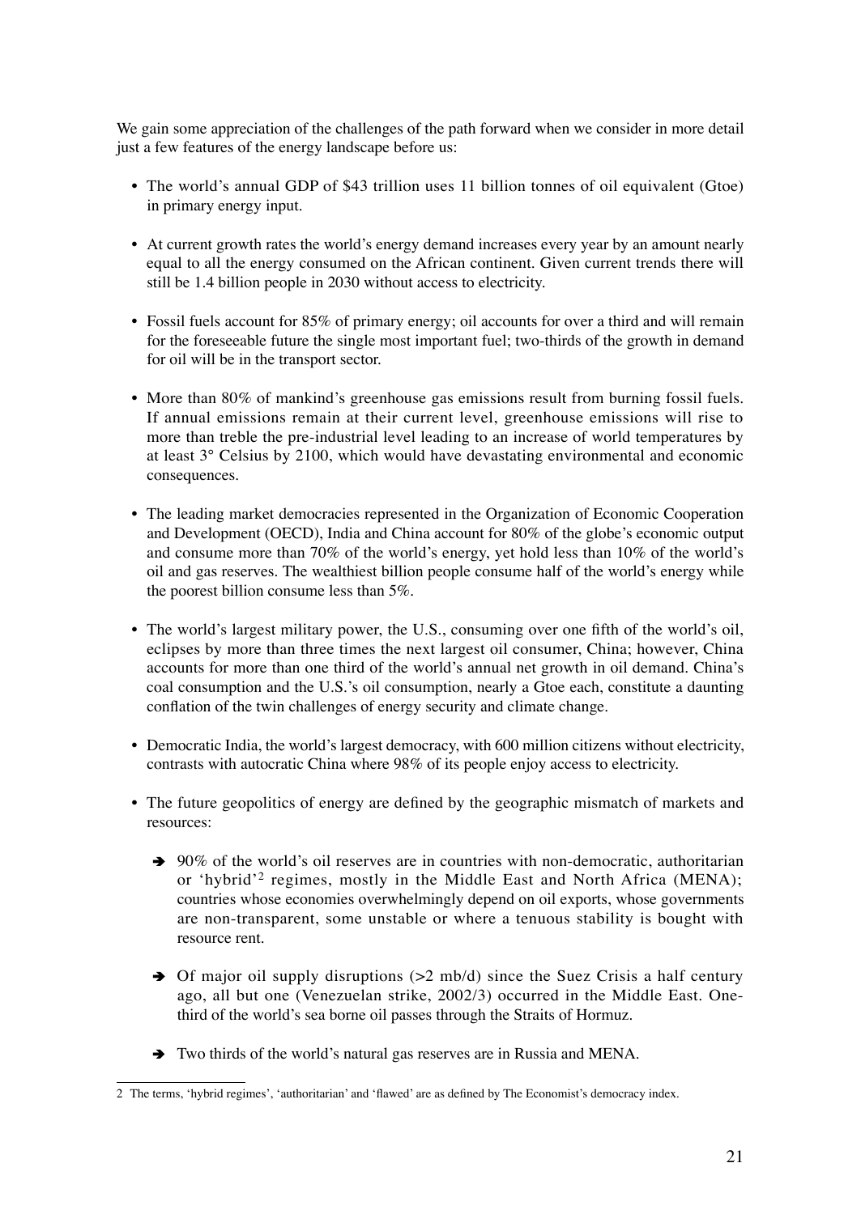We gain some appreciation of the challenges of the path forward when we consider in more detail just a few features of the energy landscape before us:

- The world's annual GDP of $43 trillion uses 11 billion tonnes of oil equivalent (Gtoe) in primary energy input.
- At current growth rates the world's energy demand increases every year by an amount nearly equal to all the energy consumed on the African continent. Given current trends there will still be 1.4 billion people in 2030 without access to electricity.
- Fossil fuels account for 85% of primary energy; oil accounts for over a third and will remain for the foreseeable future the single most important fuel; two-thirds of the growth in demand for oil will be in the transport sector.
- More than 80% of mankind's greenhouse gas emissions result from burning fossil fuels. If annual emissions remain at their current level, greenhouse emissions will rise to more than treble the pre-industrial level leading to an increase of world temperatures by at least 3° Celsius by 2100, which would have devastating environmental and economic consequences.
- The leading market democracies represented in the Organization of Economic Cooperation and Development (OECD), India and China account for 80% of the globe's economic output and consume more than 70% of the world's energy, yet hold less than 10% of the world's oil and gas reserves. The wealthiest billion people consume half of the world's energy while the poorest billion consume less than 5%.
- The world's largest military power, the U.S., consuming over one fifth of the world's oil, eclipses by more than three times the next largest oil consumer, China; however, China accounts for more than one third of the world's annual net growth in oil demand. China's coal consumption and the U.S.'s oil consumption, nearly a Gtoe each, constitute a daunting conflation of the twin challenges of energy security and climate change.
- Democratic India, the world's largest democracy, with 600 million citizens without electricity, contrasts with autocratic China where 98% of its people enjoy access to electricity.
- The future geopolitics of energy are defined by the geographic mismatch of markets and resources:
  - ➔ 90% of the world's oil reserves are in countries with non-democratic, authoritarian or 'hybrid'[2] regimes, mostly in the Middle East and North Africa (MENA); countries whose economies overwhelmingly depend on oil exports, whose governments are non-transparent, some unstable or where a tenuous stability is bought with resource rent.
  - ➔ Of major oil supply disruptions (>2 mb/d) since the Suez Crisis a half century ago, all but one (Venezuelan strike, 2002/3) occurred in the Middle East. One-third of the world's sea borne oil passes through the Straits of Hormuz.
  - ➔ Two thirds of the world's natural gas reserves are in Russia and MENA.

---

2 The terms, 'hybrid regimes', 'authoritarian' and 'flawed' are as defined by The Economist's democracy index.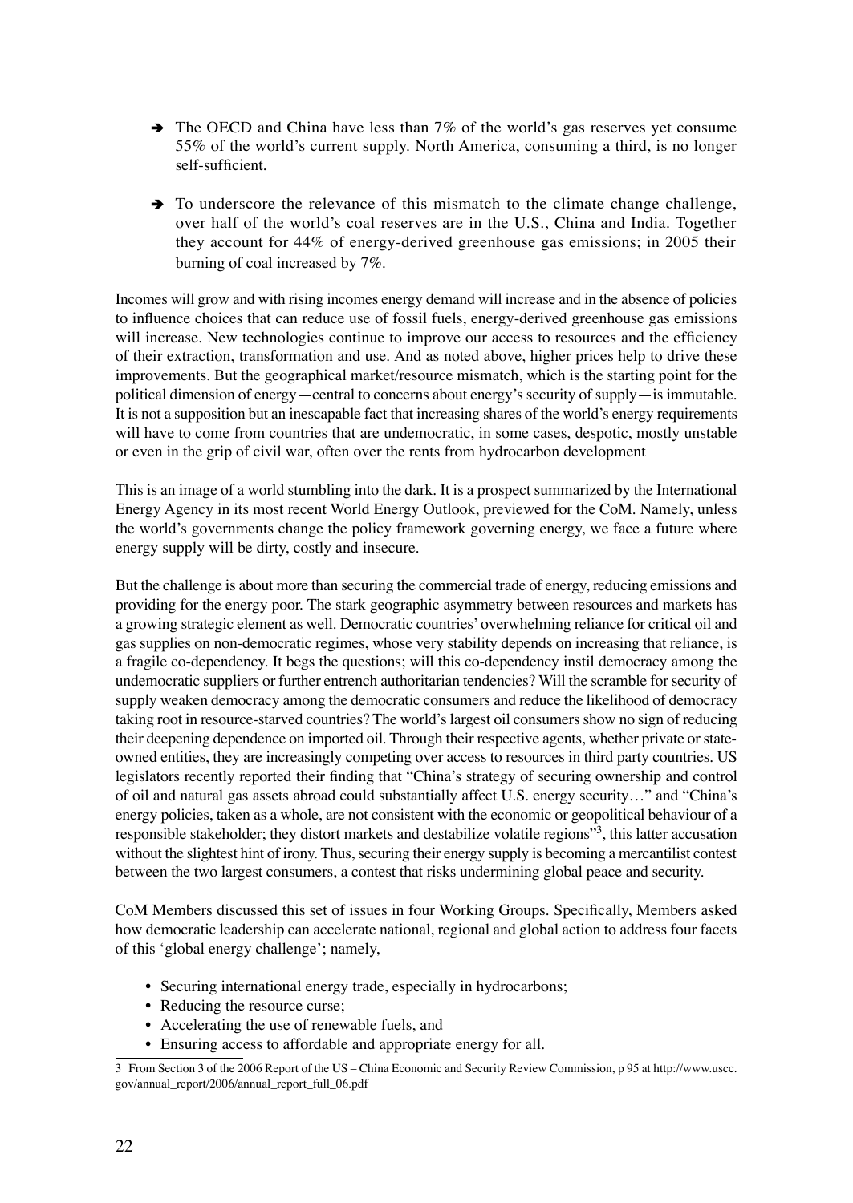- ➔ The OECD and China have less than 7% of the world's gas reserves yet consume 55% of the world's current supply. North America, consuming a third, is no longer self-sufficient.
- ➔ To underscore the relevance of this mismatch to the climate change challenge, over half of the world's coal reserves are in the U.S., China and India. Together they account for 44% of energy-derived greenhouse gas emissions; in 2005 their burning of coal increased by 7%.

Incomes will grow and with rising incomes energy demand will increase and in the absence of policies to influence choices that can reduce use of fossil fuels, energy-derived greenhouse gas emissions will increase. New technologies continue to improve our access to resources and the efficiency of their extraction, transformation and use. And as noted above, higher prices help to drive these improvements. But the geographical market/resource mismatch, which is the starting point for the political dimension of energy—central to concerns about energy's security of supply—is immutable. It is not a supposition but an inescapable fact that increasing shares of the world's energy requirements will have to come from countries that are undemocratic, in some cases, despotic, mostly unstable or even in the grip of civil war, often over the rents from hydrocarbon development

This is an image of a world stumbling into the dark. It is a prospect summarized by the International Energy Agency in its most recent World Energy Outlook, previewed for the CoM. Namely, unless the world's governments change the policy framework governing energy, we face a future where energy supply will be dirty, costly and insecure.

But the challenge is about more than securing the commercial trade of energy, reducing emissions and providing for the energy poor. The stark geographic asymmetry between resources and markets has a growing strategic element as well. Democratic countries' overwhelming reliance for critical oil and gas supplies on non-democratic regimes, whose very stability depends on increasing that reliance, is a fragile co-dependency. It begs the questions; will this co-dependency instil democracy among the undemocratic suppliers or further entrench authoritarian tendencies? Will the scramble for security of supply weaken democracy among the democratic consumers and reduce the likelihood of democracy taking root in resource-starved countries? The world's largest oil consumers show no sign of reducing their deepening dependence on imported oil. Through their respective agents, whether private or state-owned entities, they are increasingly competing over access to resources in third party countries. US legislators recently reported their finding that "China's strategy of securing ownership and control of oil and natural gas assets abroad could substantially affect U.S. energy security…" and "China's energy policies, taken as a whole, are not consistent with the economic or geopolitical behaviour of a responsible stakeholder; they distort markets and destabilize volatile regions"[3], this latter accusation without the slightest hint of irony. Thus, securing their energy supply is becoming a mercantilist contest between the two largest consumers, a contest that risks undermining global peace and security.

CoM Members discussed this set of issues in four Working Groups. Specifically, Members asked how democratic leadership can accelerate national, regional and global action to address four facets of this 'global energy challenge'; namely,

- Securing international energy trade, especially in hydrocarbons;
- Reducing the resource curse;
- Accelerating the use of renewable fuels, and
- Ensuring access to affordable and appropriate energy for all.

3 From Section 3 of the 2006 Report of the US – China Economic and Security Review Commission, p 95 at http://www.uscc.gov/annual_report/2006/annual_report_full_06.pdf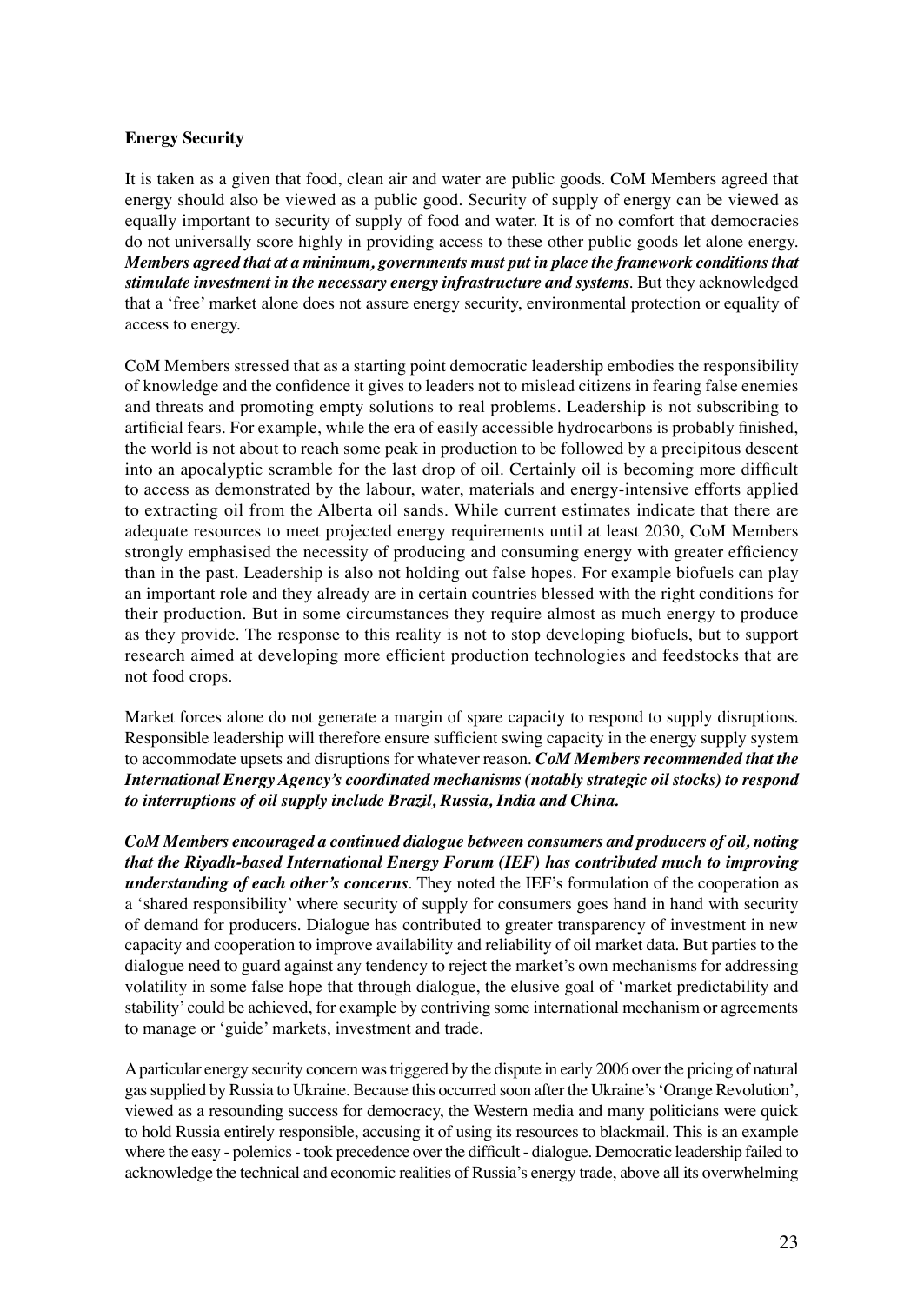**Energy Security**

It is taken as a given that food, clean air and water are public goods. CoM Members agreed that energy should also be viewed as a public good. Security of supply of energy can be viewed as equally important to security of supply of food and water. It is of no comfort that democracies do not universally score highly in providing access to these other public goods let alone energy. ***Members agreed that at a minimum, governments must put in place the framework conditions that stimulate investment in the necessary energy infrastructure and systems***. But they acknowledged that a 'free' market alone does not assure energy security, environmental protection or equality of access to energy.

CoM Members stressed that as a starting point democratic leadership embodies the responsibility of knowledge and the confidence it gives to leaders not to mislead citizens in fearing false enemies and threats and promoting empty solutions to real problems. Leadership is not subscribing to artificial fears. For example, while the era of easily accessible hydrocarbons is probably finished, the world is not about to reach some peak in production to be followed by a precipitous descent into an apocalyptic scramble for the last drop of oil. Certainly oil is becoming more difficult to access as demonstrated by the labour, water, materials and energy-intensive efforts applied to extracting oil from the Alberta oil sands. While current estimates indicate that there are adequate resources to meet projected energy requirements until at least 2030, CoM Members strongly emphasised the necessity of producing and consuming energy with greater efficiency than in the past. Leadership is also not holding out false hopes. For example biofuels can play an important role and they already are in certain countries blessed with the right conditions for their production. But in some circumstances they require almost as much energy to produce as they provide. The response to this reality is not to stop developing biofuels, but to support research aimed at developing more efficient production technologies and feedstocks that are not food crops.

Market forces alone do not generate a margin of spare capacity to respond to supply disruptions. Responsible leadership will therefore ensure sufficient swing capacity in the energy supply system to accommodate upsets and disruptions for whatever reason. ***CoM Members recommended that the International Energy Agency's coordinated mechanisms (notably strategic oil stocks) to respond to interruptions of oil supply include Brazil, Russia, India and China.***

***CoM Members encouraged a continued dialogue between consumers and producers of oil, noting that the Riyadh-based International Energy Forum (IEF) has contributed much to improving understanding of each other's concerns***. They noted the IEF's formulation of the cooperation as a 'shared responsibility' where security of supply for consumers goes hand in hand with security of demand for producers. Dialogue has contributed to greater transparency of investment in new capacity and cooperation to improve availability and reliability of oil market data. But parties to the dialogue need to guard against any tendency to reject the market's own mechanisms for addressing volatility in some false hope that through dialogue, the elusive goal of 'market predictability and stability' could be achieved, for example by contriving some international mechanism or agreements to manage or 'guide' markets, investment and trade.

A particular energy security concern was triggered by the dispute in early 2006 over the pricing of natural gas supplied by Russia to Ukraine. Because this occurred soon after the Ukraine's 'Orange Revolution', viewed as a resounding success for democracy, the Western media and many politicians were quick to hold Russia entirely responsible, accusing it of using its resources to blackmail. This is an example where the easy - polemics - took precedence over the difficult - dialogue. Democratic leadership failed to acknowledge the technical and economic realities of Russia's energy trade, above all its overwhelming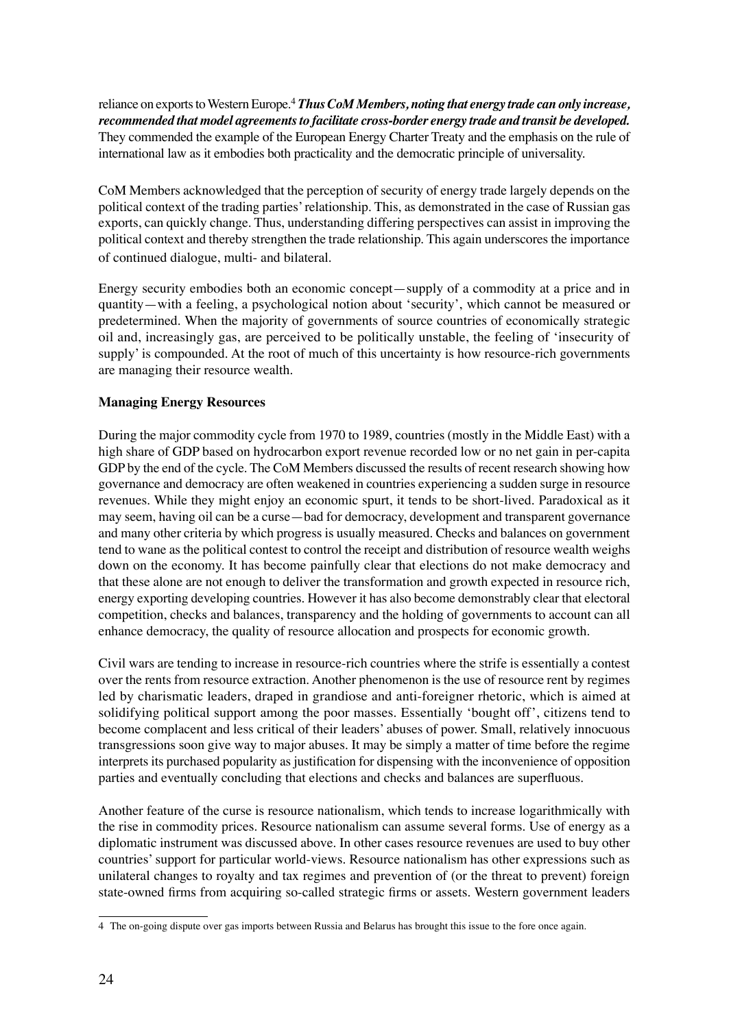reliance on exports to Western Europe.[4] ***Thus CoM Members, noting that energy trade can only increase, recommended that model agreements to facilitate cross-border energy trade and transit be developed.*** They commended the example of the European Energy Charter Treaty and the emphasis on the rule of international law as it embodies both practicality and the democratic principle of universality.

CoM Members acknowledged that the perception of security of energy trade largely depends on the political context of the trading parties' relationship. This, as demonstrated in the case of Russian gas exports, can quickly change. Thus, understanding differing perspectives can assist in improving the political context and thereby strengthen the trade relationship. This again underscores the importance of continued dialogue, multi- and bilateral.

Energy security embodies both an economic concept—supply of a commodity at a price and in quantity—with a feeling, a psychological notion about 'security', which cannot be measured or predetermined. When the majority of governments of source countries of economically strategic oil and, increasingly gas, are perceived to be politically unstable, the feeling of 'insecurity of supply' is compounded. At the root of much of this uncertainty is how resource-rich governments are managing their resource wealth.

**Managing Energy Resources**

During the major commodity cycle from 1970 to 1989, countries (mostly in the Middle East) with a high share of GDP based on hydrocarbon export revenue recorded low or no net gain in per-capita GDP by the end of the cycle. The CoM Members discussed the results of recent research showing how governance and democracy are often weakened in countries experiencing a sudden surge in resource revenues. While they might enjoy an economic spurt, it tends to be short-lived. Paradoxical as it may seem, having oil can be a curse—bad for democracy, development and transparent governance and many other criteria by which progress is usually measured. Checks and balances on government tend to wane as the political contest to control the receipt and distribution of resource wealth weighs down on the economy. It has become painfully clear that elections do not make democracy and that these alone are not enough to deliver the transformation and growth expected in resource rich, energy exporting developing countries. However it has also become demonstrably clear that electoral competition, checks and balances, transparency and the holding of governments to account can all enhance democracy, the quality of resource allocation and prospects for economic growth.

Civil wars are tending to increase in resource-rich countries where the strife is essentially a contest over the rents from resource extraction. Another phenomenon is the use of resource rent by regimes led by charismatic leaders, draped in grandiose and anti-foreigner rhetoric, which is aimed at solidifying political support among the poor masses. Essentially 'bought off', citizens tend to become complacent and less critical of their leaders' abuses of power. Small, relatively innocuous transgressions soon give way to major abuses. It may be simply a matter of time before the regime interprets its purchased popularity as justification for dispensing with the inconvenience of opposition parties and eventually concluding that elections and checks and balances are superfluous.

Another feature of the curse is resource nationalism, which tends to increase logarithmically with the rise in commodity prices. Resource nationalism can assume several forms. Use of energy as a diplomatic instrument was discussed above. In other cases resource revenues are used to buy other countries' support for particular world-views. Resource nationalism has other expressions such as unilateral changes to royalty and tax regimes and prevention of (or the threat to prevent) foreign state-owned firms from acquiring so-called strategic firms or assets. Western government leaders

[4] The on-going dispute over gas imports between Russia and Belarus has brought this issue to the fore once again.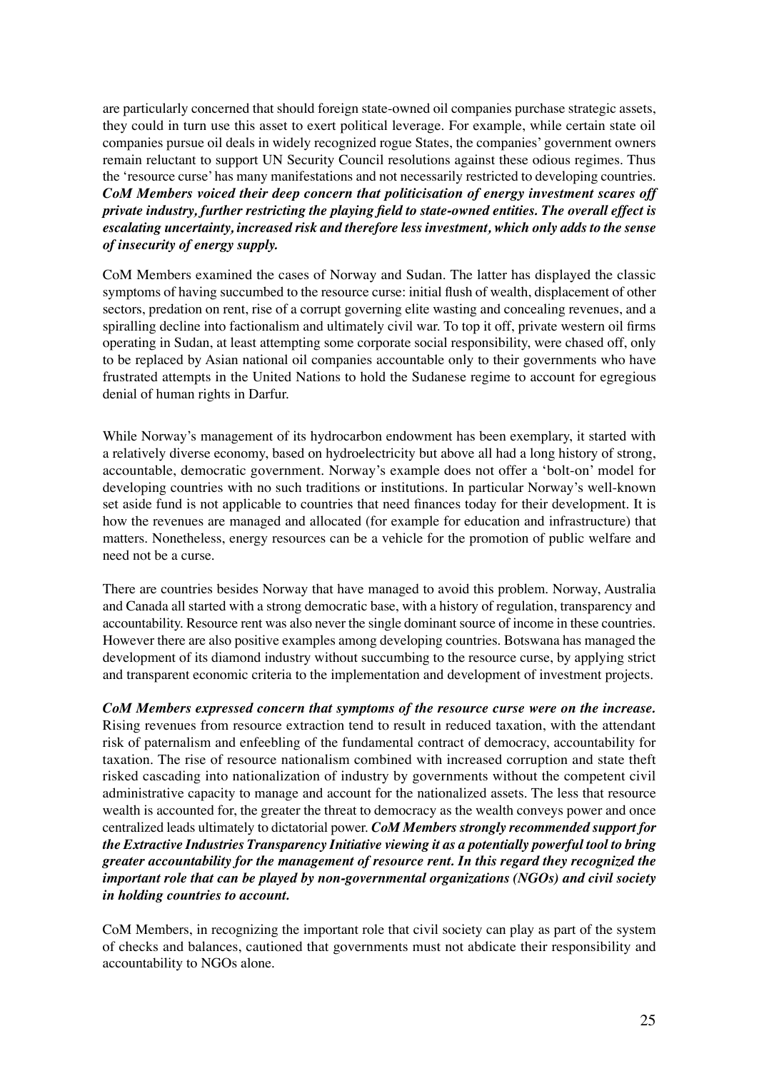are particularly concerned that should foreign state-owned oil companies purchase strategic assets, they could in turn use this asset to exert political leverage. For example, while certain state oil companies pursue oil deals in widely recognized rogue States, the companies' government owners remain reluctant to support UN Security Council resolutions against these odious regimes. Thus the 'resource curse' has many manifestations and not necessarily restricted to developing countries. ***CoM Members voiced their deep concern that politicisation of energy investment scares off private industry, further restricting the playing field to state-owned entities. The overall effect is escalating uncertainty, increased risk and therefore less investment, which only adds to the sense of insecurity of energy supply.***

CoM Members examined the cases of Norway and Sudan. The latter has displayed the classic symptoms of having succumbed to the resource curse: initial flush of wealth, displacement of other sectors, predation on rent, rise of a corrupt governing elite wasting and concealing revenues, and a spiralling decline into factionalism and ultimately civil war. To top it off, private western oil firms operating in Sudan, at least attempting some corporate social responsibility, were chased off, only to be replaced by Asian national oil companies accountable only to their governments who have frustrated attempts in the United Nations to hold the Sudanese regime to account for egregious denial of human rights in Darfur.

While Norway's management of its hydrocarbon endowment has been exemplary, it started with a relatively diverse economy, based on hydroelectricity but above all had a long history of strong, accountable, democratic government. Norway's example does not offer a 'bolt-on' model for developing countries with no such traditions or institutions. In particular Norway's well-known set aside fund is not applicable to countries that need finances today for their development. It is how the revenues are managed and allocated (for example for education and infrastructure) that matters. Nonetheless, energy resources can be a vehicle for the promotion of public welfare and need not be a curse.

There are countries besides Norway that have managed to avoid this problem. Norway, Australia and Canada all started with a strong democratic base, with a history of regulation, transparency and accountability. Resource rent was also never the single dominant source of income in these countries. However there are also positive examples among developing countries. Botswana has managed the development of its diamond industry without succumbing to the resource curse, by applying strict and transparent economic criteria to the implementation and development of investment projects.

***CoM Members expressed concern that symptoms of the resource curse were on the increase.*** Rising revenues from resource extraction tend to result in reduced taxation, with the attendant risk of paternalism and enfeebling of the fundamental contract of democracy, accountability for taxation. The rise of resource nationalism combined with increased corruption and state theft risked cascading into nationalization of industry by governments without the competent civil administrative capacity to manage and account for the nationalized assets. The less that resource wealth is accounted for, the greater the threat to democracy as the wealth conveys power and once centralized leads ultimately to dictatorial power. ***CoM Members strongly recommended support for the Extractive Industries Transparency Initiative viewing it as a potentially powerful tool to bring greater accountability for the management of resource rent. In this regard they recognized the important role that can be played by non-governmental organizations (NGOs) and civil society in holding countries to account.***

CoM Members, in recognizing the important role that civil society can play as part of the system of checks and balances, cautioned that governments must not abdicate their responsibility and accountability to NGOs alone.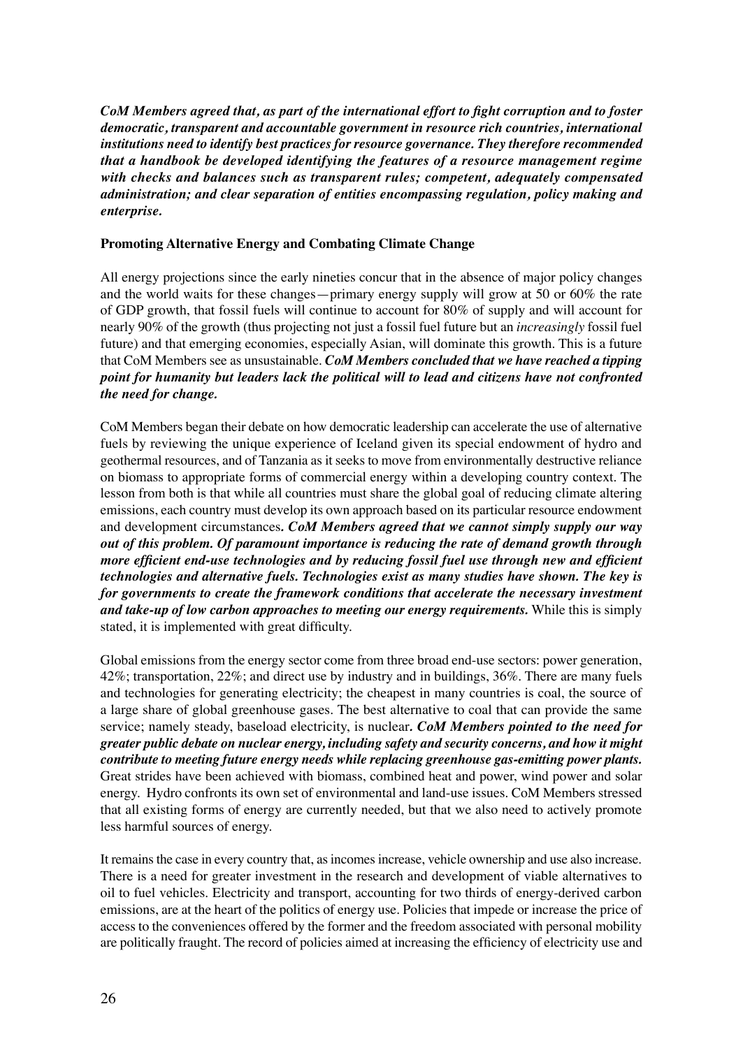***CoM Members agreed that, as part of the international effort to fight corruption and to foster democratic, transparent and accountable government in resource rich countries, international institutions need to identify best practices for resource governance. They therefore recommended that a handbook be developed identifying the features of a resource management regime with checks and balances such as transparent rules; competent, adequately compensated administration; and clear separation of entities encompassing regulation, policy making and enterprise.***

**Promoting Alternative Energy and Combating Climate Change**

All energy projections since the early nineties concur that in the absence of major policy changes and the world waits for these changes—primary energy supply will grow at 50 or 60% the rate of GDP growth, that fossil fuels will continue to account for 80% of supply and will account for nearly 90% of the growth (thus projecting not just a fossil fuel future but an *increasingly* fossil fuel future) and that emerging economies, especially Asian, will dominate this growth. This is a future that CoM Members see as unsustainable. ***CoM Members concluded that we have reached a tipping point for humanity but leaders lack the political will to lead and citizens have not confronted the need for change.***

CoM Members began their debate on how democratic leadership can accelerate the use of alternative fuels by reviewing the unique experience of Iceland given its special endowment of hydro and geothermal resources, and of Tanzania as it seeks to move from environmentally destructive reliance on biomass to appropriate forms of commercial energy within a developing country context. The lesson from both is that while all countries must share the global goal of reducing climate altering emissions, each country must develop its own approach based on its particular resource endowment and development circumstances**.** ***CoM Members agreed that we cannot simply supply our way out of this problem. Of paramount importance is reducing the rate of demand growth through more efficient end-use technologies and by reducing fossil fuel use through new and efficient technologies and alternative fuels. Technologies exist as many studies have shown. The key is for governments to create the framework conditions that accelerate the necessary investment and take-up of low carbon approaches to meeting our energy requirements.*** While this is simply stated, it is implemented with great difficulty.

Global emissions from the energy sector come from three broad end-use sectors: power generation, 42%; transportation, 22%; and direct use by industry and in buildings, 36%. There are many fuels and technologies for generating electricity; the cheapest in many countries is coal, the source of a large share of global greenhouse gases. The best alternative to coal that can provide the same service; namely steady, baseload electricity, is nuclear**.** ***CoM Members pointed to the need for greater public debate on nuclear energy, including safety and security concerns, and how it might contribute to meeting future energy needs while replacing greenhouse gas-emitting power plants.*** Great strides have been achieved with biomass, combined heat and power, wind power and solar energy. Hydro confronts its own set of environmental and land-use issues. CoM Members stressed that all existing forms of energy are currently needed, but that we also need to actively promote less harmful sources of energy.

It remains the case in every country that, as incomes increase, vehicle ownership and use also increase. There is a need for greater investment in the research and development of viable alternatives to oil to fuel vehicles. Electricity and transport, accounting for two thirds of energy-derived carbon emissions, are at the heart of the politics of energy use. Policies that impede or increase the price of access to the conveniences offered by the former and the freedom associated with personal mobility are politically fraught. The record of policies aimed at increasing the efficiency of electricity use and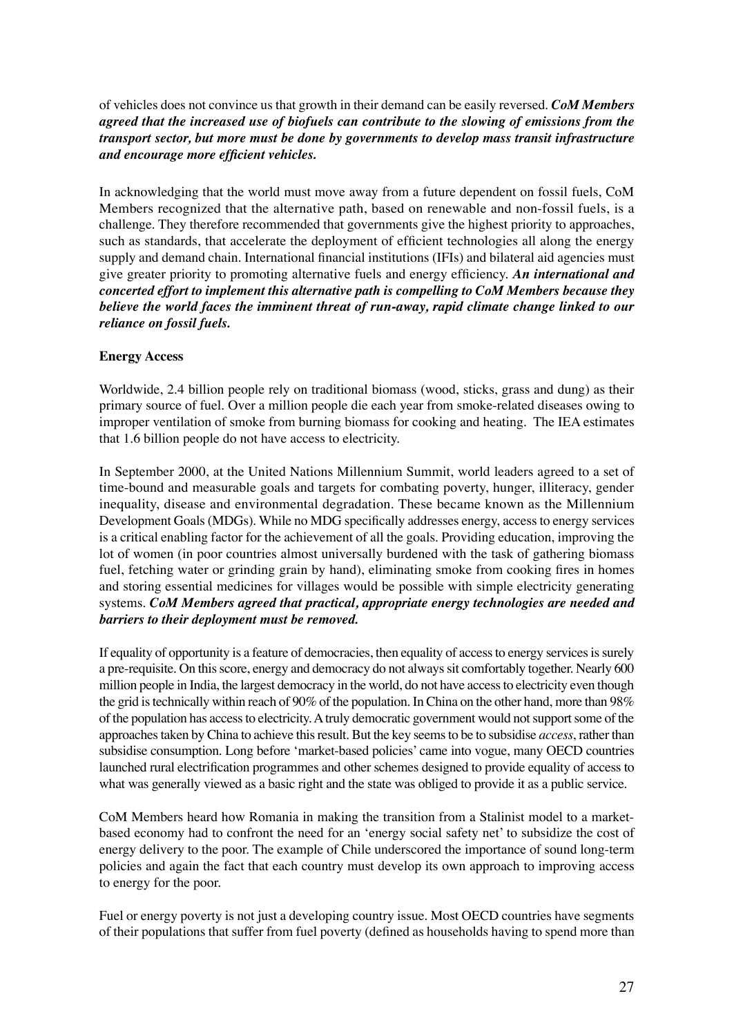of vehicles does not convince us that growth in their demand can be easily reversed. ***CoM Members agreed that the increased use of biofuels can contribute to the slowing of emissions from the transport sector, but more must be done by governments to develop mass transit infrastructure and encourage more efficient vehicles.***

In acknowledging that the world must move away from a future dependent on fossil fuels, CoM Members recognized that the alternative path, based on renewable and non-fossil fuels, is a challenge. They therefore recommended that governments give the highest priority to approaches, such as standards, that accelerate the deployment of efficient technologies all along the energy supply and demand chain. International financial institutions (IFIs) and bilateral aid agencies must give greater priority to promoting alternative fuels and energy efficiency. ***An international and concerted effort to implement this alternative path is compelling to CoM Members because they believe the world faces the imminent threat of run-away, rapid climate change linked to our reliance on fossil fuels.***

**Energy Access**

Worldwide, 2.4 billion people rely on traditional biomass (wood, sticks, grass and dung) as their primary source of fuel. Over a million people die each year from smoke-related diseases owing to improper ventilation of smoke from burning biomass for cooking and heating. The IEA estimates that 1.6 billion people do not have access to electricity.

In September 2000, at the United Nations Millennium Summit, world leaders agreed to a set of time-bound and measurable goals and targets for combating poverty, hunger, illiteracy, gender inequality, disease and environmental degradation. These became known as the Millennium Development Goals (MDGs). While no MDG specifically addresses energy, access to energy services is a critical enabling factor for the achievement of all the goals. Providing education, improving the lot of women (in poor countries almost universally burdened with the task of gathering biomass fuel, fetching water or grinding grain by hand), eliminating smoke from cooking fires in homes and storing essential medicines for villages would be possible with simple electricity generating systems. ***CoM Members agreed that practical, appropriate energy technologies are needed and barriers to their deployment must be removed.***

If equality of opportunity is a feature of democracies, then equality of access to energy services is surely a pre-requisite. On this score, energy and democracy do not always sit comfortably together. Nearly 600 million people in India, the largest democracy in the world, do not have access to electricity even though the grid is technically within reach of 90% of the population. In China on the other hand, more than 98% of the population has access to electricity. A truly democratic government would not support some of the approaches taken by China to achieve this result. But the key seems to be to subsidise *access*, rather than subsidise consumption. Long before 'market-based policies' came into vogue, many OECD countries launched rural electrification programmes and other schemes designed to provide equality of access to what was generally viewed as a basic right and the state was obliged to provide it as a public service.

CoM Members heard how Romania in making the transition from a Stalinist model to a market-based economy had to confront the need for an 'energy social safety net' to subsidize the cost of energy delivery to the poor. The example of Chile underscored the importance of sound long-term policies and again the fact that each country must develop its own approach to improving access to energy for the poor.

Fuel or energy poverty is not just a developing country issue. Most OECD countries have segments of their populations that suffer from fuel poverty (defined as households having to spend more than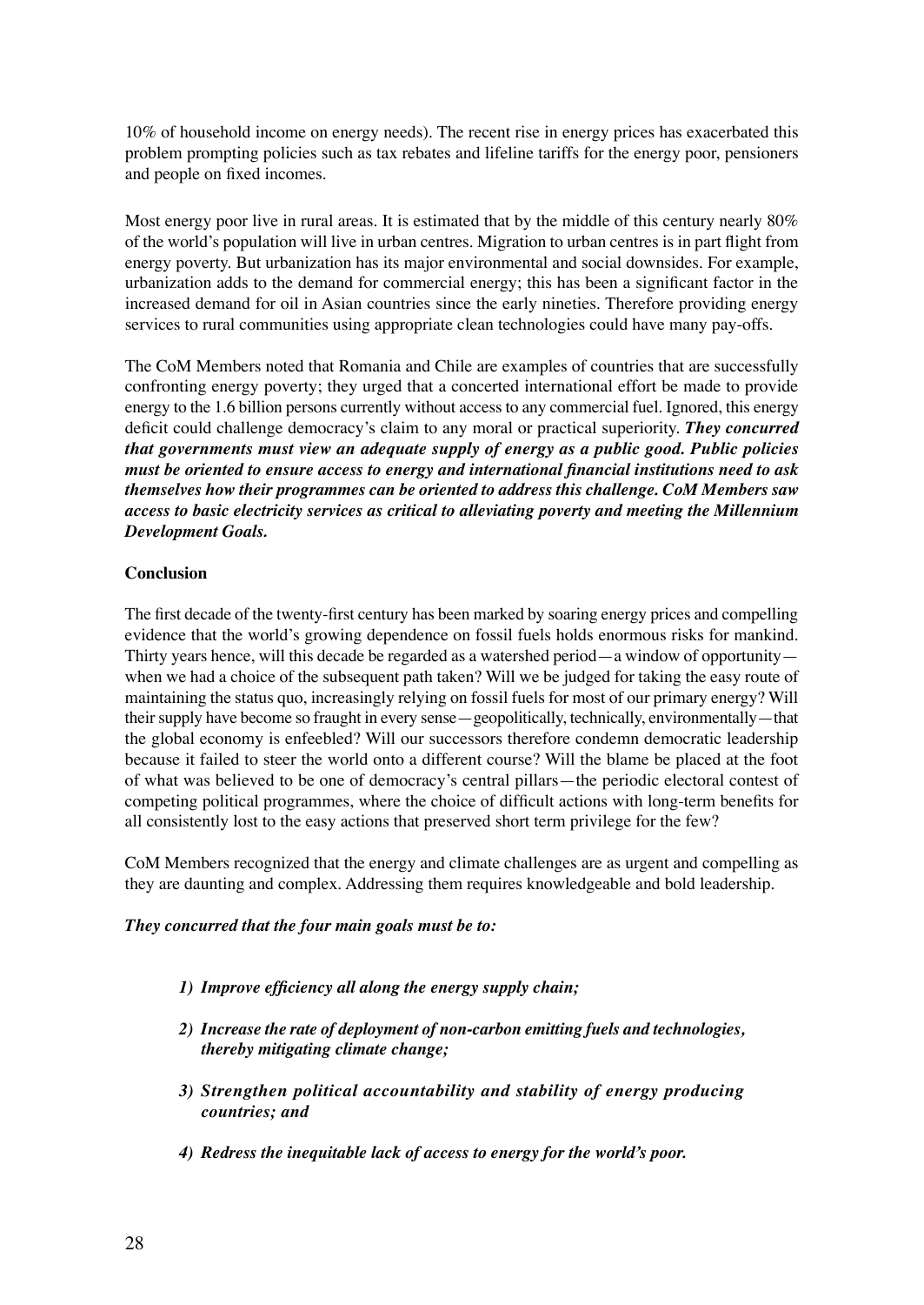10% of household income on energy needs). The recent rise in energy prices has exacerbated this problem prompting policies such as tax rebates and lifeline tariffs for the energy poor, pensioners and people on fixed incomes.

Most energy poor live in rural areas. It is estimated that by the middle of this century nearly 80% of the world's population will live in urban centres. Migration to urban centres is in part flight from energy poverty. But urbanization has its major environmental and social downsides. For example, urbanization adds to the demand for commercial energy; this has been a significant factor in the increased demand for oil in Asian countries since the early nineties. Therefore providing energy services to rural communities using appropriate clean technologies could have many pay-offs.

The CoM Members noted that Romania and Chile are examples of countries that are successfully confronting energy poverty; they urged that a concerted international effort be made to provide energy to the 1.6 billion persons currently without access to any commercial fuel. Ignored, this energy deficit could challenge democracy's claim to any moral or practical superiority. ***They concurred that governments must view an adequate supply of energy as a public good. Public policies must be oriented to ensure access to energy and international financial institutions need to ask themselves how their programmes can be oriented to address this challenge. CoM Members saw access to basic electricity services as critical to alleviating poverty and meeting the Millennium Development Goals.***

**Conclusion**

The first decade of the twenty-first century has been marked by soaring energy prices and compelling evidence that the world's growing dependence on fossil fuels holds enormous risks for mankind. Thirty years hence, will this decade be regarded as a watershed period—a window of opportunity—when we had a choice of the subsequent path taken? Will we be judged for taking the easy route of maintaining the status quo, increasingly relying on fossil fuels for most of our primary energy? Will their supply have become so fraught in every sense—geopolitically, technically, environmentally—that the global economy is enfeebled? Will our successors therefore condemn democratic leadership because it failed to steer the world onto a different course? Will the blame be placed at the foot of what was believed to be one of democracy's central pillars—the periodic electoral contest of competing political programmes, where the choice of difficult actions with long-term benefits for all consistently lost to the easy actions that preserved short term privilege for the few?

CoM Members recognized that the energy and climate challenges are as urgent and compelling as they are daunting and complex. Addressing them requires knowledgeable and bold leadership.

***They concurred that the four main goals must be to:***

1) ***Improve efficiency all along the energy supply chain;***
2) ***Increase the rate of deployment of non-carbon emitting fuels and technologies, thereby mitigating climate change;***
3) ***Strengthen political accountability and stability of energy producing countries; and***
4) ***Redress the inequitable lack of access to energy for the world's poor.***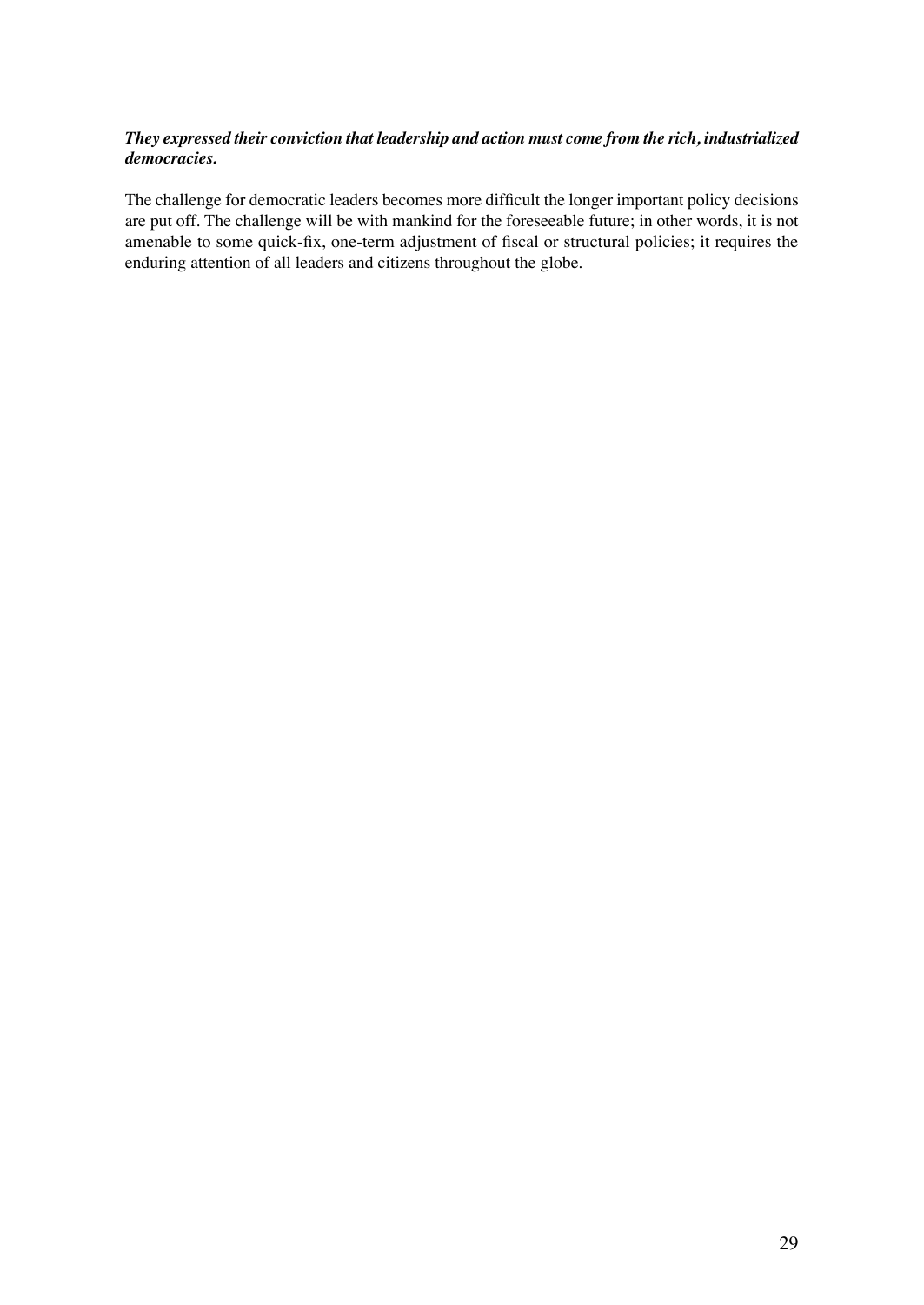***They expressed their conviction that leadership and action must come from the rich, industrialized democracies.***

The challenge for democratic leaders becomes more difficult the longer important policy decisions are put off. The challenge will be with mankind for the foreseeable future; in other words, it is not amenable to some quick-fix, one-term adjustment of fiscal or structural policies; it requires the enduring attention of all leaders and citizens throughout the globe.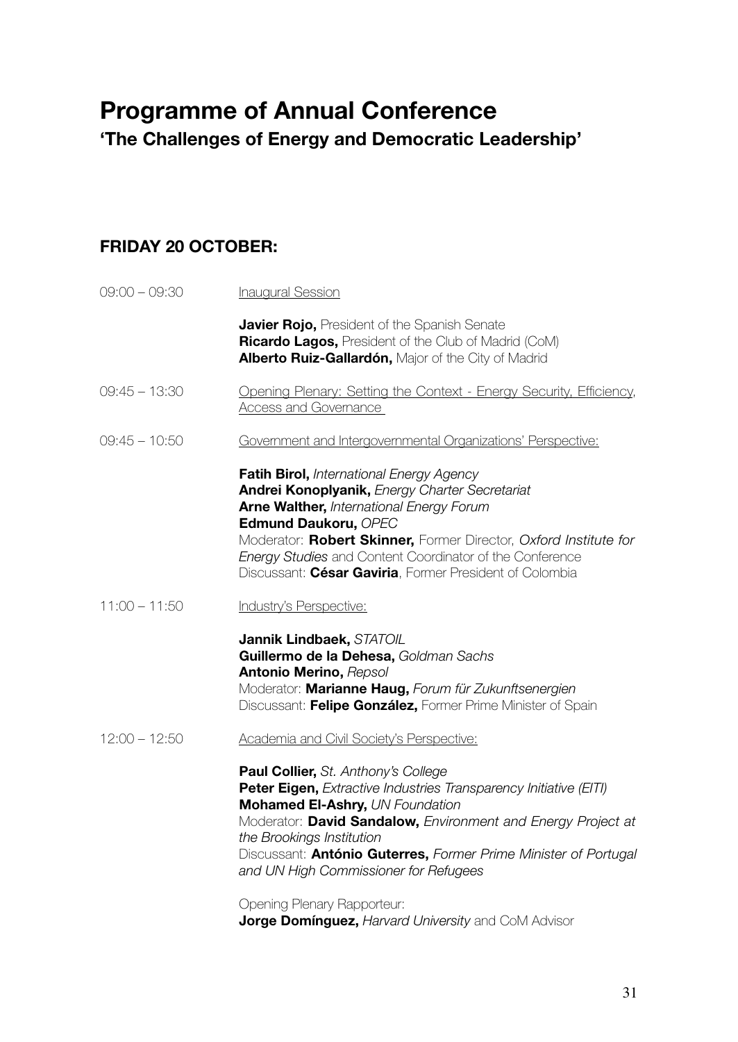# Programme of Annual Conference

## 'The Challenges of Energy and Democratic Leadership'

### FRIDAY 20 OCTOBER:

09:00 – 09:30 Inaugural Session

**Javier Rojo,** President of the Spanish Senate
**Ricardo Lagos,** President of the Club of Madrid (CoM)
**Alberto Ruiz-Gallardón,** Major of the City of Madrid

09:45 – 13:30 Opening Plenary: Setting the Context - Energy Security, Efficiency, Access and Governance

09:45 – 10:50 Government and Intergovernmental Organizations' Perspective:

**Fatih Birol,** *International Energy Agency*
**Andrei Konoplyanik,** *Energy Charter Secretariat*
**Arne Walther,** *International Energy Forum*
**Edmund Daukoru,** *OPEC*
Moderator: **Robert Skinner,** Former Director, *Oxford Institute for Energy Studies* and Content Coordinator of the Conference
Discussant: **César Gaviria**, Former President of Colombia

11:00 – 11:50 Industry's Perspective:

**Jannik Lindbaek,** *STATOIL*
**Guillermo de la Dehesa,** *Goldman Sachs*
**Antonio Merino,** *Repsol*
Moderator: **Marianne Haug,** *Forum für Zukunftsenergien*
Discussant: **Felipe González,** Former Prime Minister of Spain

12:00 – 12:50 Academia and Civil Society's Perspective:

**Paul Collier,** *St. Anthony's College*
**Peter Eigen,** *Extractive Industries Transparency Initiative (EITI)*
**Mohamed El-Ashry,** *UN Foundation*
Moderator: **David Sandalow,** *Environment and Energy Project at the Brookings Institution*
Discussant: **António Guterres,** *Former Prime Minister of Portugal and UN High Commissioner for Refugees*

Opening Plenary Rapporteur:
**Jorge Domínguez,** *Harvard University* and CoM Advisor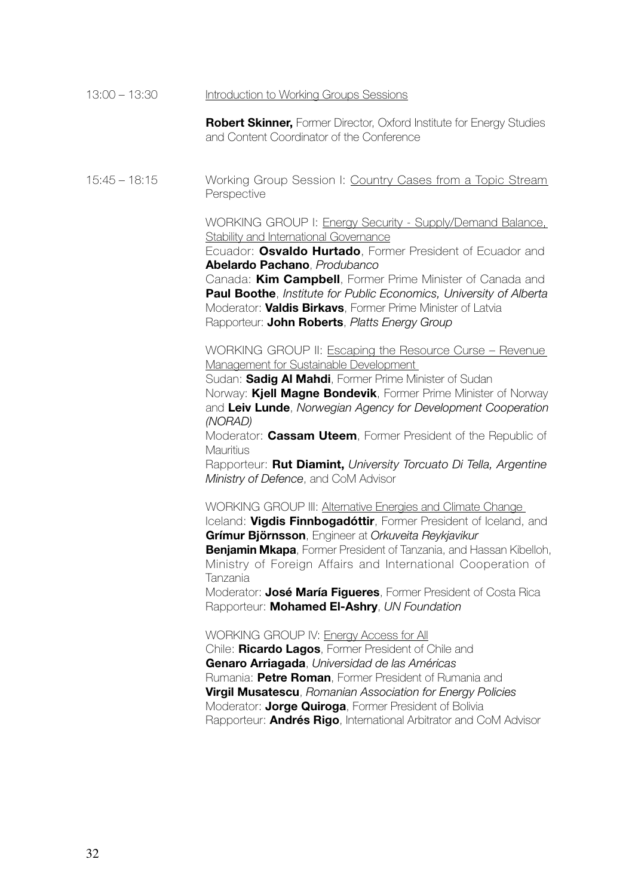13:00 – 13:30 Introduction to Working Groups Sessions

**Robert Skinner,** Former Director, Oxford Institute for Energy Studies and Content Coordinator of the Conference

15:45 – 18:15 Working Group Session I: Country Cases from a Topic Stream Perspective

WORKING GROUP I: Energy Security - Supply/Demand Balance, Stability and International Governance
Ecuador: **Osvaldo Hurtado**, Former President of Ecuador and **Abelardo Pachano**, *Produbanco*
Canada: **Kim Campbell**, Former Prime Minister of Canada and **Paul Boothe**, *Institute for Public Economics, University of Alberta*
Moderator: **Valdis Birkavs**, Former Prime Minister of Latvia
Rapporteur: **John Roberts**, *Platts Energy Group*

WORKING GROUP II: Escaping the Resource Curse – Revenue Management for Sustainable Development
Sudan: **Sadig Al Mahdi**, Former Prime Minister of Sudan
Norway: **Kjell Magne Bondevik**, Former Prime Minister of Norway and **Leiv Lunde**, *Norwegian Agency for Development Cooperation (NORAD)*
Moderator: **Cassam Uteem**, Former President of the Republic of Mauritius
Rapporteur: **Rut Diamint,** *University Torcuato Di Tella, Argentine Ministry of Defence*, and CoM Advisor

WORKING GROUP III: Alternative Energies and Climate Change
Iceland: **Vigdis Finnbogadóttir**, Former President of Iceland, and **Grímur Björnsson**, Engineer at *Orkuveita Reykjavikur*
**Benjamin Mkapa**, Former President of Tanzania, and Hassan Kibelloh, Ministry of Foreign Affairs and International Cooperation of Tanzania
Moderator: **José María Figueres**, Former President of Costa Rica
Rapporteur: **Mohamed El-Ashry**, *UN Foundation*

WORKING GROUP IV: Energy Access for All
Chile: **Ricardo Lagos**, Former President of Chile and **Genaro Arriagada**, *Universidad de las Américas*
Rumania: **Petre Roman**, Former President of Rumania and **Virgil Musatescu**, *Romanian Association for Energy Policies*
Moderator: **Jorge Quiroga**, Former President of Bolivia
Rapporteur: **Andrés Rigo**, International Arbitrator and CoM Advisor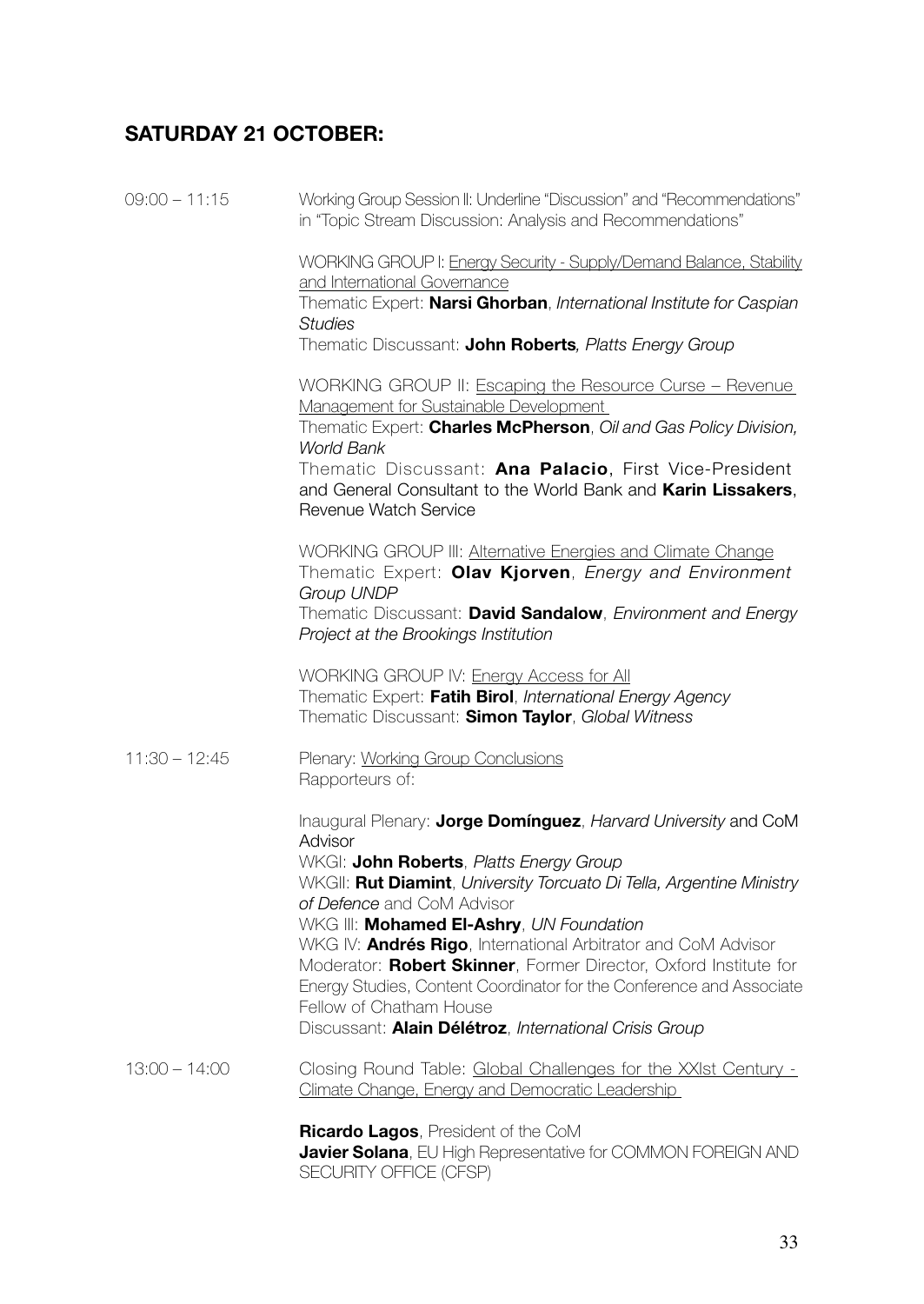## SATURDAY 21 OCTOBER:

**09:00 – 11:15** Working Group Session II: Underline "Discussion" and "Recommendations" in "Topic Stream Discussion: Analysis and Recommendations"

WORKING GROUP I: Energy Security - Supply/Demand Balance, Stability and International Governance
Thematic Expert: **Narsi Ghorban**, *International Institute for Caspian Studies*
Thematic Discussant: **John Roberts***, Platts Energy Group*

WORKING GROUP II: Escaping the Resource Curse – Revenue Management for Sustainable Development
Thematic Expert: **Charles McPherson**, *Oil and Gas Policy Division, World Bank*
Thematic Discussant: **Ana Palacio**, First Vice-President and General Consultant to the World Bank and **Karin Lissakers**, Revenue Watch Service

WORKING GROUP III: Alternative Energies and Climate Change
Thematic Expert: **Olav Kjorven**, *Energy and Environment Group UNDP*
Thematic Discussant: **David Sandalow**, *Environment and Energy Project at the Brookings Institution*

WORKING GROUP IV: Energy Access for All
Thematic Expert: **Fatih Birol**, *International Energy Agency*
Thematic Discussant: **Simon Taylor**, *Global Witness*

**11:30 – 12:45** Plenary: Working Group Conclusions
Rapporteurs of:

Inaugural Plenary: **Jorge Domínguez**, *Harvard University* and CoM Advisor
WKGI: **John Roberts**, *Platts Energy Group*
WKGII: **Rut Diamint**, *University Torcuato Di Tella, Argentine Ministry of Defence* and CoM Advisor
WKG III: **Mohamed El-Ashry**, *UN Foundation*
WKG IV: **Andrés Rigo**, International Arbitrator and CoM Advisor
Moderator: **Robert Skinner**, Former Director, Oxford Institute for Energy Studies, Content Coordinator for the Conference and Associate Fellow of Chatham House
Discussant: **Alain Délétroz**, *International Crisis Group*

**13:00 – 14:00** Closing Round Table: Global Challenges for the XXIst Century - Climate Change, Energy and Democratic Leadership

**Ricardo Lagos**, President of the CoM
**Javier Solana**, EU High Representative for COMMON FOREIGN AND SECURITY OFFICE (CFSP)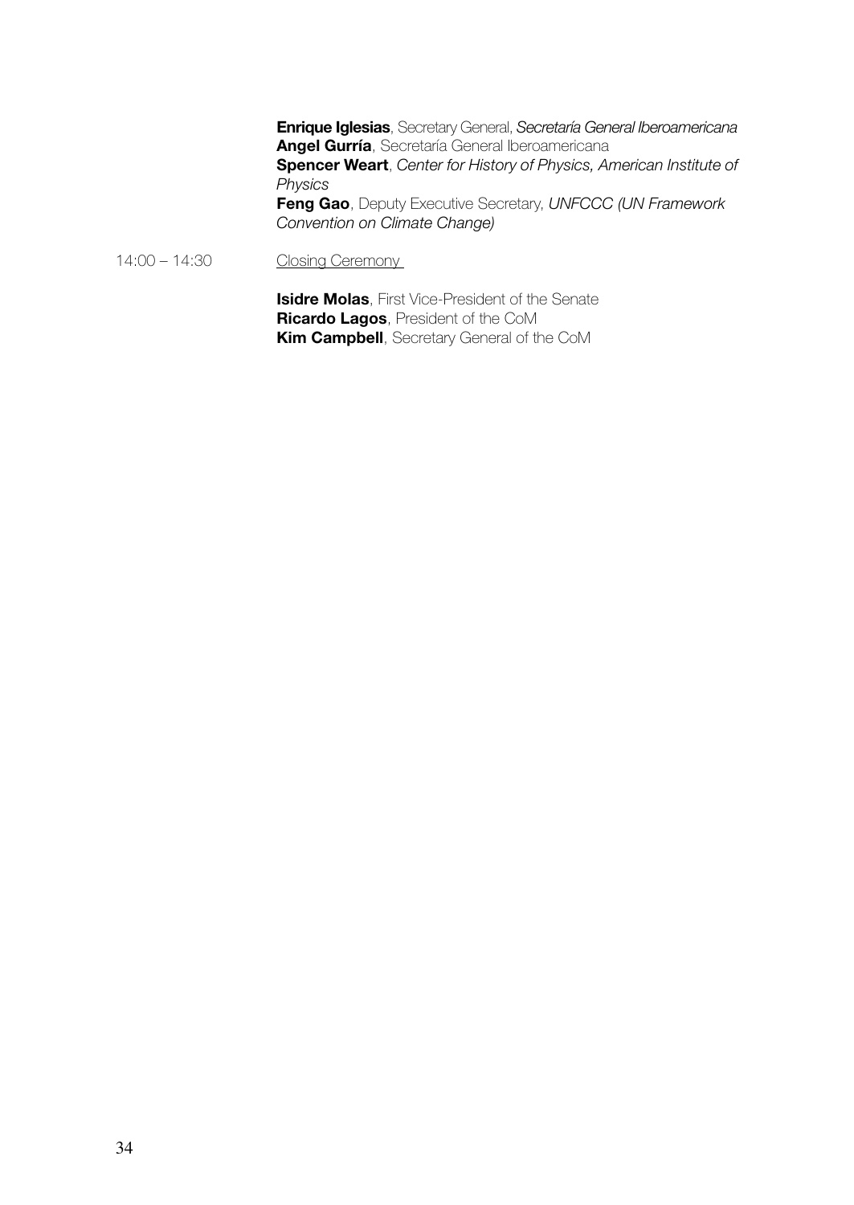**Enrique Iglesias**, Secretary General, *Secretaría General Iberoamericana*
**Angel Gurría**, Secretaría General Iberoamericana
**Spencer Weart**, *Center for History of Physics, American Institute of Physics*
**Feng Gao**, Deputy Executive Secretary, *UNFCCC (UN Framework Convention on Climate Change)*

14:00 – 14:30 Closing Ceremony

**Isidre Molas**, First Vice-President of the Senate
**Ricardo Lagos**, President of the CoM
**Kim Campbell**, Secretary General of the CoM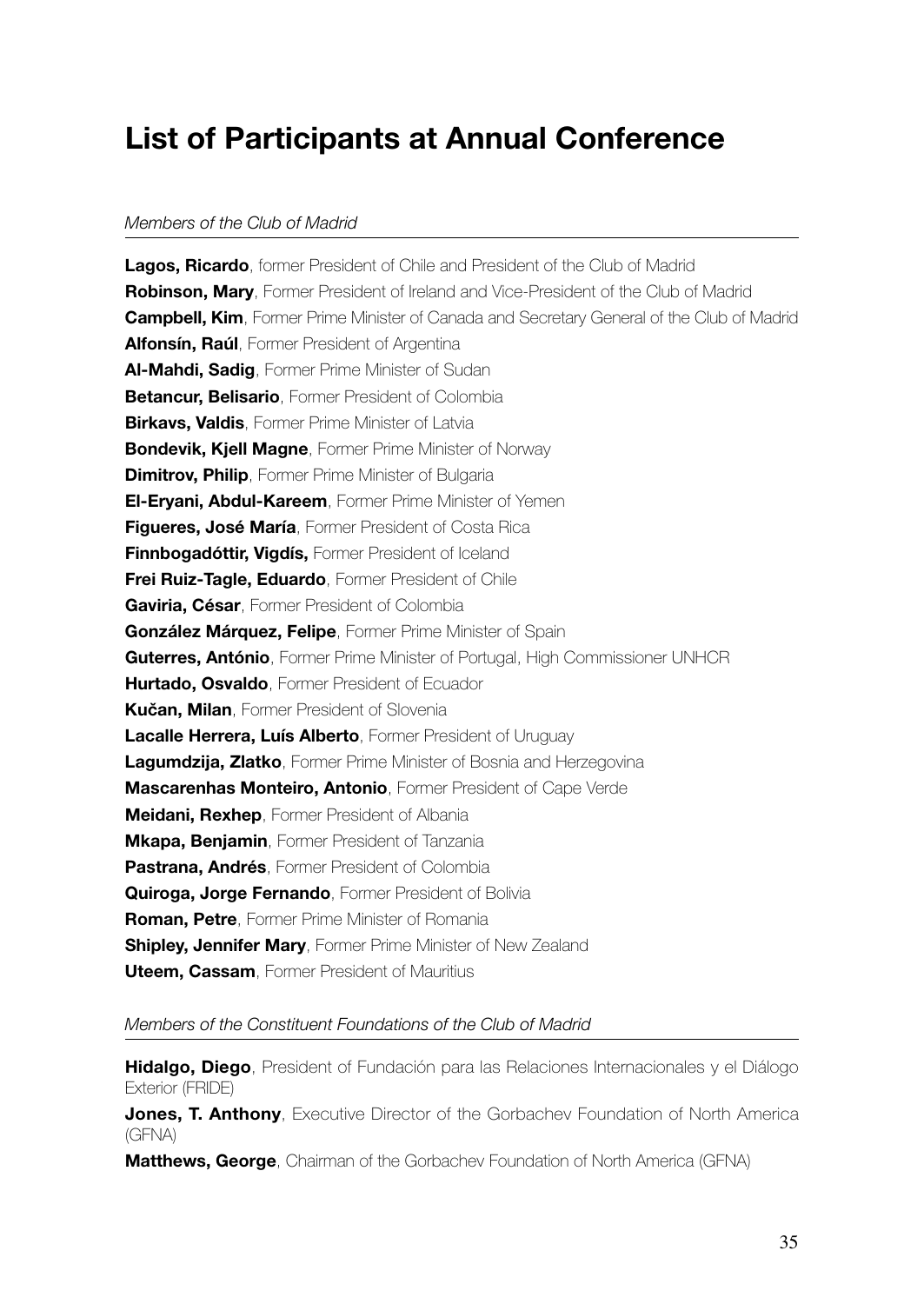# List of Participants at Annual Conference

*Members of the Club of Madrid*

**Lagos, Ricardo**, former President of Chile and President of the Club of Madrid
**Robinson, Mary**, Former President of Ireland and Vice-President of the Club of Madrid
**Campbell, Kim**, Former Prime Minister of Canada and Secretary General of the Club of Madrid
**Alfonsín, Raúl**, Former President of Argentina
**Al-Mahdi, Sadig**, Former Prime Minister of Sudan
**Betancur, Belisario**, Former President of Colombia
**Birkavs, Valdis**, Former Prime Minister of Latvia
**Bondevik, Kjell Magne**, Former Prime Minister of Norway
**Dimitrov, Philip**, Former Prime Minister of Bulgaria
**El-Eryani, Abdul-Kareem**, Former Prime Minister of Yemen
**Figueres, José María**, Former President of Costa Rica
**Finnbogadóttir, Vigdís,** Former President of Iceland
**Frei Ruiz-Tagle, Eduardo**, Former President of Chile
**Gaviria, César**, Former President of Colombia
**González Márquez, Felipe**, Former Prime Minister of Spain
**Guterres, António**, Former Prime Minister of Portugal, High Commissioner UNHCR
**Hurtado, Osvaldo**, Former President of Ecuador
**Kučan, Milan**, Former President of Slovenia
**Lacalle Herrera, Luís Alberto**, Former President of Uruguay
**Lagumdzija, Zlatko**, Former Prime Minister of Bosnia and Herzegovina
**Mascarenhas Monteiro, Antonio**, Former President of Cape Verde
**Meidani, Rexhep**, Former President of Albania
**Mkapa, Benjamin**, Former President of Tanzania
**Pastrana, Andrés**, Former President of Colombia
**Quiroga, Jorge Fernando**, Former President of Bolivia
**Roman, Petre**, Former Prime Minister of Romania
**Shipley, Jennifer Mary**, Former Prime Minister of New Zealand
**Uteem, Cassam**, Former President of Mauritius

*Members of the Constituent Foundations of the Club of Madrid*

**Hidalgo, Diego**, President of Fundación para las Relaciones Internacionales y el Diálogo Exterior (FRIDE)

**Jones, T. Anthony**, Executive Director of the Gorbachev Foundation of North America (GFNA)

**Matthews, George**, Chairman of the Gorbachev Foundation of North America (GFNA)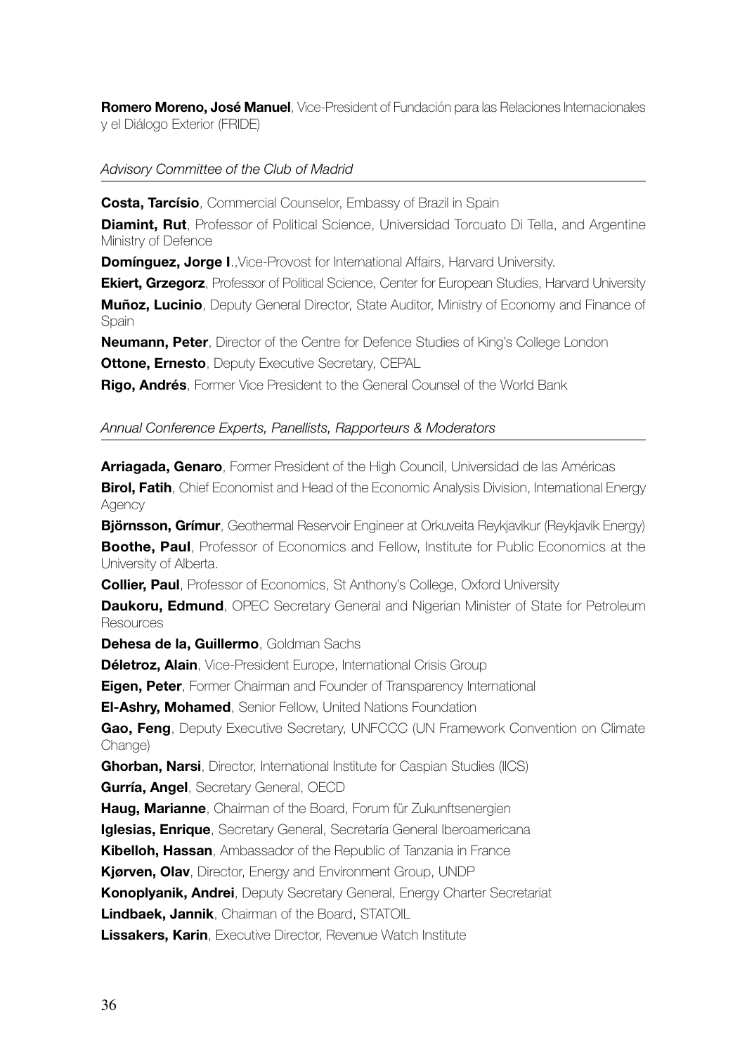**Romero Moreno, José Manuel**, Vice-President of Fundación para las Relaciones Internacionales y el Diálogo Exterior (FRIDE)

*Advisory Committee of the Club of Madrid*

**Costa, Tarcísio**, Commercial Counselor, Embassy of Brazil in Spain

**Diamint, Rut**, Professor of Political Science, Universidad Torcuato Di Tella, and Argentine Ministry of Defence

**Domínguez, Jorge I**.,Vice-Provost for International Affairs, Harvard University.

**Ekiert, Grzegorz**, Professor of Political Science, Center for European Studies, Harvard University

**Muñoz, Lucinio**, Deputy General Director, State Auditor, Ministry of Economy and Finance of Spain

**Neumann, Peter**, Director of the Centre for Defence Studies of King's College London

**Ottone, Ernesto**, Deputy Executive Secretary, CEPAL

**Rigo, Andrés**, Former Vice President to the General Counsel of the World Bank

*Annual Conference Experts, Panellists, Rapporteurs & Moderators*

**Arriagada, Genaro**, Former President of the High Council, Universidad de las Américas

**Birol, Fatih**, Chief Economist and Head of the Economic Analysis Division, International Energy Agency

**Björnsson, Grímur**, Geothermal Reservoir Engineer at Orkuveita Reykjavikur (Reykjavik Energy)

**Boothe, Paul**, Professor of Economics and Fellow, Institute for Public Economics at the University of Alberta.

**Collier, Paul**, Professor of Economics, St Anthony's College, Oxford University

**Daukoru, Edmund**, OPEC Secretary General and Nigerian Minister of State for Petroleum Resources

**Dehesa de la, Guillermo**, Goldman Sachs

**Déletroz, Alain**, Vice-President Europe, International Crisis Group

**Eigen, Peter**, Former Chairman and Founder of Transparency International

**El-Ashry, Mohamed**, Senior Fellow, United Nations Foundation

**Gao, Feng**, Deputy Executive Secretary, UNFCCC (UN Framework Convention on Climate Change)

**Ghorban, Narsi**, Director, International Institute for Caspian Studies (IICS)

**Gurría, Angel**, Secretary General, OECD

**Haug, Marianne**, Chairman of the Board, Forum für Zukunftsenergien

**Iglesias, Enrique**, Secretary General, Secretaría General Iberoamericana

**Kibelloh, Hassan**, Ambassador of the Republic of Tanzania in France

**Kjørven, Olav**, Director, Energy and Environment Group, UNDP

**Konoplyanik, Andrei**, Deputy Secretary General, Energy Charter Secretariat

**Lindbaek, Jannik**, Chairman of the Board, STATOIL

**Lissakers, Karin**, Executive Director, Revenue Watch Institute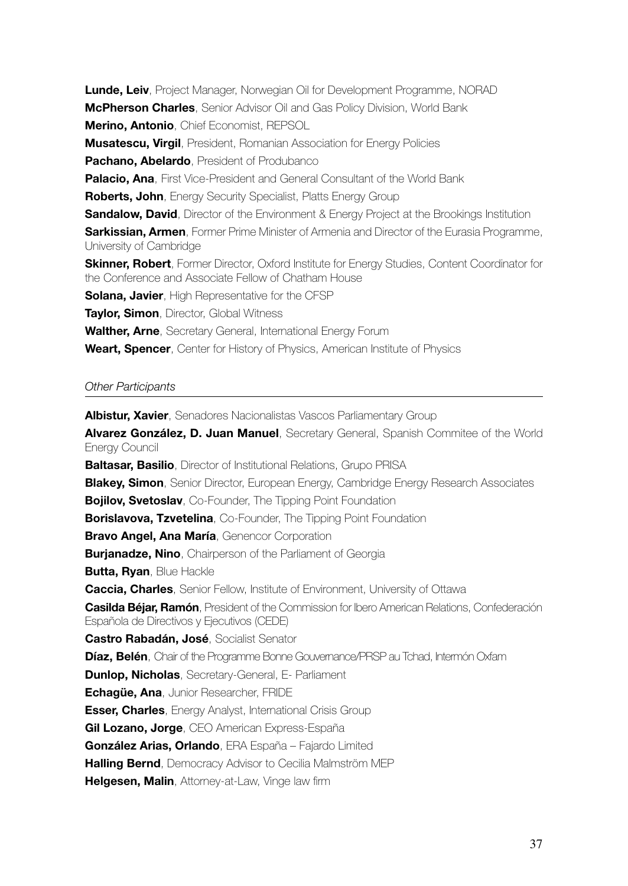**Lunde, Leiv**, Project Manager, Norwegian Oil for Development Programme, NORAD

**McPherson Charles**, Senior Advisor Oil and Gas Policy Division, World Bank

**Merino, Antonio**, Chief Economist, REPSOL

**Musatescu, Virgil**, President, Romanian Association for Energy Policies

**Pachano, Abelardo**, President of Produbanco

**Palacio, Ana**, First Vice-President and General Consultant of the World Bank

**Roberts, John**, Energy Security Specialist, Platts Energy Group

**Sandalow, David**, Director of the Environment & Energy Project at the Brookings Institution

**Sarkissian, Armen**, Former Prime Minister of Armenia and Director of the Eurasia Programme, University of Cambridge

**Skinner, Robert**, Former Director, Oxford Institute for Energy Studies, Content Coordinator for the Conference and Associate Fellow of Chatham House

**Solana, Javier**, High Representative for the CFSP

**Taylor, Simon**, Director, Global Witness

**Walther, Arne**, Secretary General, International Energy Forum

**Weart, Spencer**, Center for History of Physics, American Institute of Physics

*Other Participants*

**Albistur, Xavier**, Senadores Nacionalistas Vascos Parliamentary Group

**Alvarez González, D. Juan Manuel**, Secretary General, Spanish Commitee of the World Energy Council

**Baltasar, Basilio**, Director of Institutional Relations, Grupo PRISA

**Blakey, Simon**, Senior Director, European Energy, Cambridge Energy Research Associates

**Bojilov, Svetoslav**, Co-Founder, The Tipping Point Foundation

**Borislavova, Tzvetelina**, Co-Founder, The Tipping Point Foundation

**Bravo Angel, Ana María**, Genencor Corporation

**Burjanadze, Nino**, Chairperson of the Parliament of Georgia

**Butta, Ryan**, Blue Hackle

**Caccia, Charles**, Senior Fellow, Institute of Environment, University of Ottawa

**Casilda Béjar, Ramón**, President of the Commission for Ibero American Relations, Confederación Española de Directivos y Ejecutivos (CEDE)

**Castro Rabadán, José**, Socialist Senator

**Díaz, Belén**, Chair of the Programme Bonne Gouvernance/PRSP au Tchad, Intermón Oxfam

**Dunlop, Nicholas**, Secretary-General, E- Parliament

**Echagüe, Ana**, Junior Researcher, FRIDE

**Esser, Charles**, Energy Analyst, International Crisis Group

**Gil Lozano, Jorge**, CEO American Express-España

**González Arias, Orlando**, ERA España – Fajardo Limited

**Halling Bernd**, Democracy Advisor to Cecilia Malmström MEP

**Helgesen, Malin**, Attorney-at-Law, Vinge law firm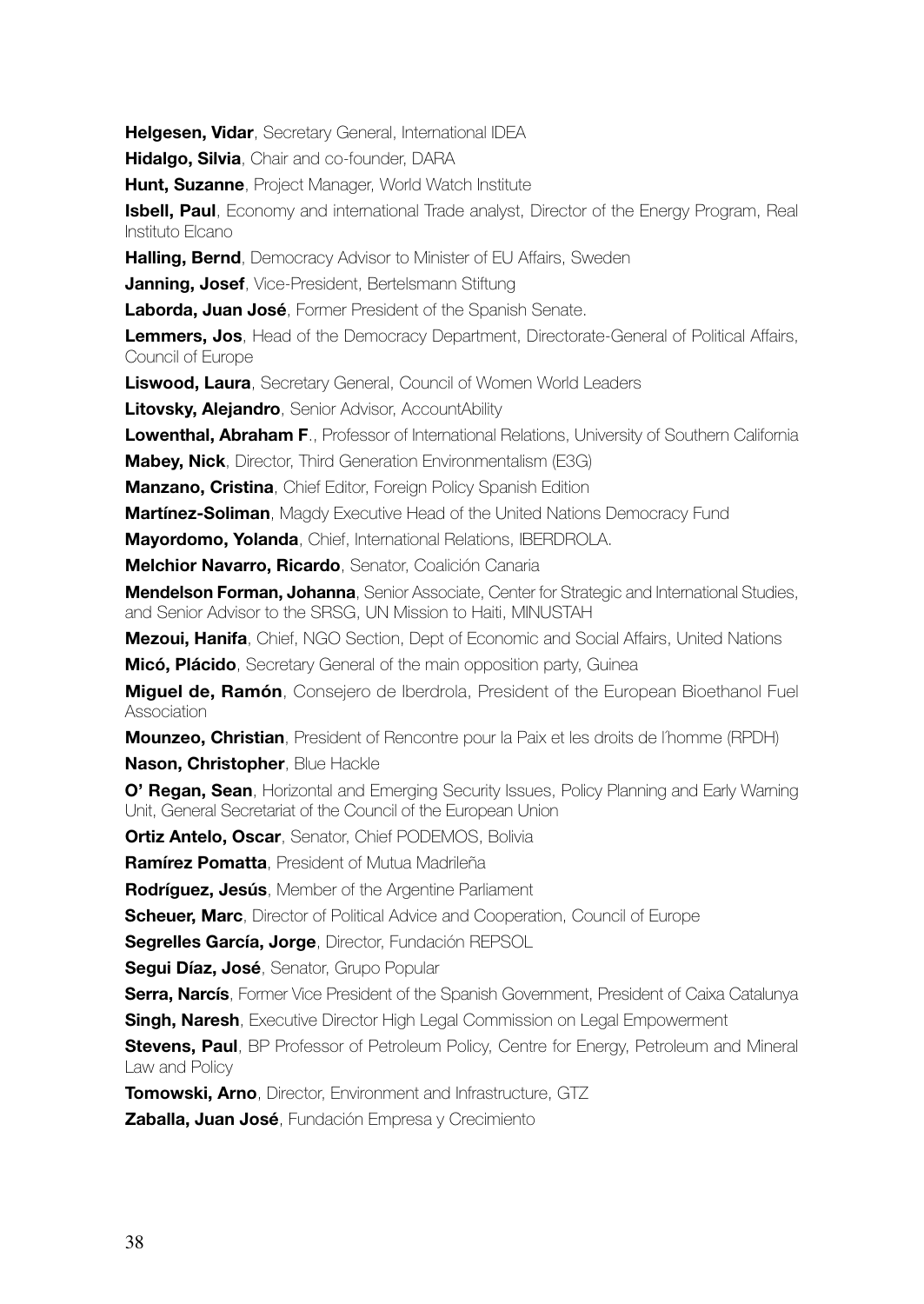**Helgesen, Vidar**, Secretary General, International IDEA

**Hidalgo, Silvia**, Chair and co-founder, DARA

**Hunt, Suzanne**, Project Manager, World Watch Institute

**Isbell, Paul**, Economy and international Trade analyst, Director of the Energy Program, Real Instituto Elcano

**Halling, Bernd**, Democracy Advisor to Minister of EU Affairs, Sweden

**Janning, Josef**, Vice-President, Bertelsmann Stiftung

**Laborda, Juan José**, Former President of the Spanish Senate.

**Lemmers, Jos**, Head of the Democracy Department, Directorate-General of Political Affairs, Council of Europe

**Liswood, Laura**, Secretary General, Council of Women World Leaders

**Litovsky, Alejandro**, Senior Advisor, AccountAbility

**Lowenthal, Abraham F**., Professor of International Relations, University of Southern California

**Mabey, Nick**, Director, Third Generation Environmentalism (E3G)

**Manzano, Cristina**, Chief Editor, Foreign Policy Spanish Edition

**Martínez-Soliman**, Magdy Executive Head of the United Nations Democracy Fund

**Mayordomo, Yolanda**, Chief, International Relations, IBERDROLA.

**Melchior Navarro, Ricardo**, Senator, Coalición Canaria

**Mendelson Forman, Johanna**, Senior Associate, Center for Strategic and International Studies, and Senior Advisor to the SRSG, UN Mission to Haiti, MINUSTAH

**Mezoui, Hanifa**, Chief, NGO Section, Dept of Economic and Social Affairs, United Nations

**Micó, Plácido**, Secretary General of the main opposition party, Guinea

**Miguel de, Ramón**, Consejero de Iberdrola, President of the European Bioethanol Fuel Association

**Mounzeo, Christian**, President of Rencontre pour la Paix et les droits de l'homme (RPDH)

**Nason, Christopher**, Blue Hackle

**O' Regan, Sean**, Horizontal and Emerging Security Issues, Policy Planning and Early Warning Unit, General Secretariat of the Council of the European Union

**Ortiz Antelo, Oscar**, Senator, Chief PODEMOS, Bolivia

**Ramírez Pomatta**, President of Mutua Madrileña

**Rodríguez, Jesús**, Member of the Argentine Parliament

**Scheuer, Marc**, Director of Political Advice and Cooperation, Council of Europe

**Segrelles García, Jorge**, Director, Fundación REPSOL

**Segui Díaz, José**, Senator, Grupo Popular

**Serra, Narcís**, Former Vice President of the Spanish Government, President of Caixa Catalunya

**Singh, Naresh**, Executive Director High Legal Commission on Legal Empowerment

**Stevens, Paul**, BP Professor of Petroleum Policy, Centre for Energy, Petroleum and Mineral Law and Policy

**Tomowski, Arno**, Director, Environment and Infrastructure, GTZ

**Zaballa, Juan José**, Fundación Empresa y Crecimiento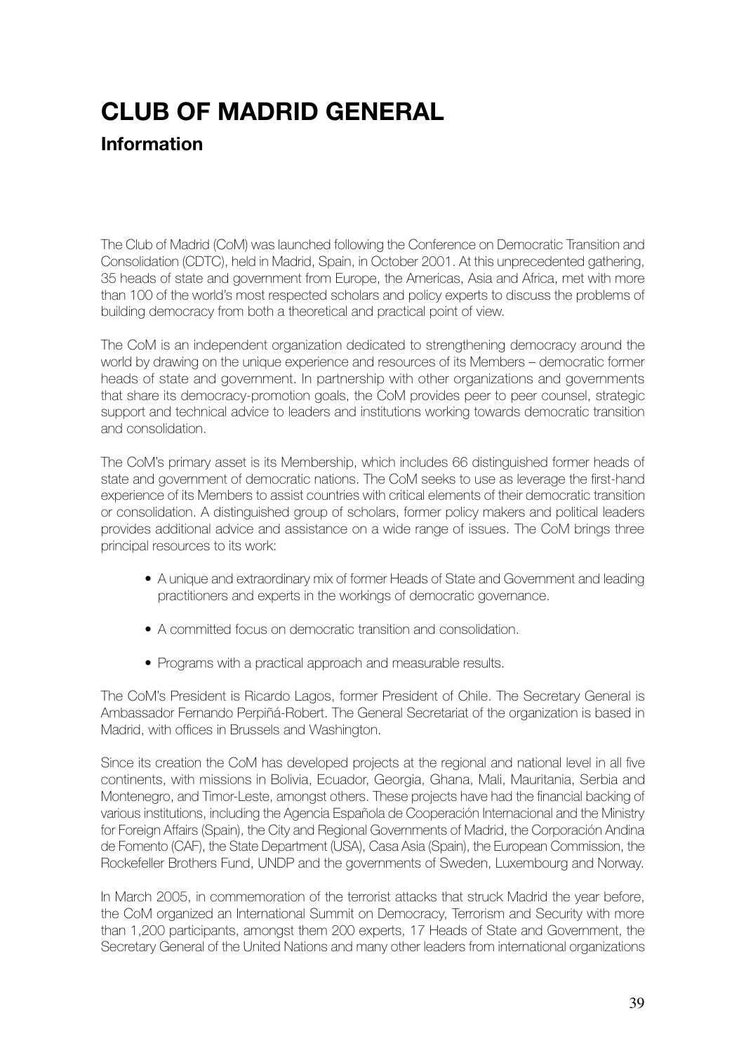# CLUB OF MADRID GENERAL

## Information

The Club of Madrid (CoM) was launched following the Conference on Democratic Transition and Consolidation (CDTC), held in Madrid, Spain, in October 2001. At this unprecedented gathering, 35 heads of state and government from Europe, the Americas, Asia and Africa, met with more than 100 of the world's most respected scholars and policy experts to discuss the problems of building democracy from both a theoretical and practical point of view.

The CoM is an independent organization dedicated to strengthening democracy around the world by drawing on the unique experience and resources of its Members – democratic former heads of state and government. In partnership with other organizations and governments that share its democracy-promotion goals, the CoM provides peer to peer counsel, strategic support and technical advice to leaders and institutions working towards democratic transition and consolidation.

The CoM's primary asset is its Membership, which includes 66 distinguished former heads of state and government of democratic nations. The CoM seeks to use as leverage the first-hand experience of its Members to assist countries with critical elements of their democratic transition or consolidation. A distinguished group of scholars, former policy makers and political leaders provides additional advice and assistance on a wide range of issues. The CoM brings three principal resources to its work:

- A unique and extraordinary mix of former Heads of State and Government and leading practitioners and experts in the workings of democratic governance.
- A committed focus on democratic transition and consolidation.
- Programs with a practical approach and measurable results.

The CoM's President is Ricardo Lagos, former President of Chile. The Secretary General is Ambassador Fernando Perpiñá-Robert. The General Secretariat of the organization is based in Madrid, with offices in Brussels and Washington.

Since its creation the CoM has developed projects at the regional and national level in all five continents, with missions in Bolivia, Ecuador, Georgia, Ghana, Mali, Mauritania, Serbia and Montenegro, and Timor-Leste, amongst others. These projects have had the financial backing of various institutions, including the Agencia Española de Cooperación Internacional and the Ministry for Foreign Affairs (Spain), the City and Regional Governments of Madrid, the Corporación Andina de Fomento (CAF), the State Department (USA), Casa Asia (Spain), the European Commission, the Rockefeller Brothers Fund, UNDP and the governments of Sweden, Luxembourg and Norway.

In March 2005, in commemoration of the terrorist attacks that struck Madrid the year before, the CoM organized an International Summit on Democracy, Terrorism and Security with more than 1,200 participants, amongst them 200 experts, 17 Heads of State and Government, the Secretary General of the United Nations and many other leaders from international organizations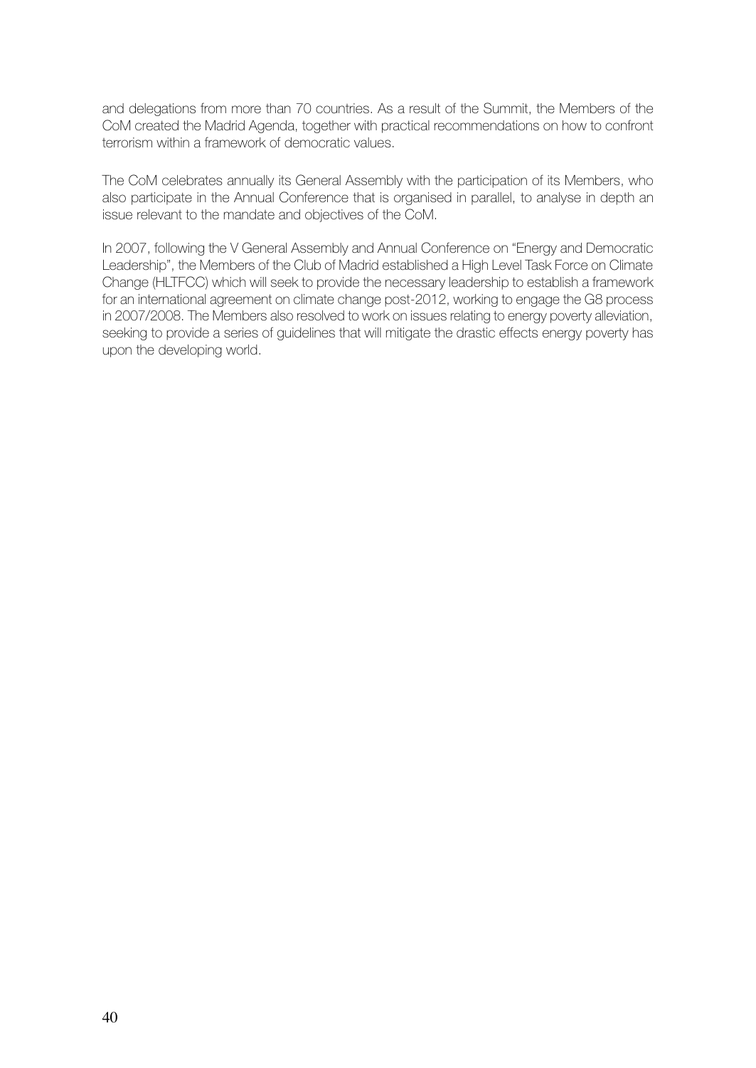and delegations from more than 70 countries. As a result of the Summit, the Members of the CoM created the Madrid Agenda, together with practical recommendations on how to confront terrorism within a framework of democratic values.

The CoM celebrates annually its General Assembly with the participation of its Members, who also participate in the Annual Conference that is organised in parallel, to analyse in depth an issue relevant to the mandate and objectives of the CoM.

In 2007, following the V General Assembly and Annual Conference on "Energy and Democratic Leadership", the Members of the Club of Madrid established a High Level Task Force on Climate Change (HLTFCC) which will seek to provide the necessary leadership to establish a framework for an international agreement on climate change post-2012, working to engage the G8 process in 2007/2008. The Members also resolved to work on issues relating to energy poverty alleviation, seeking to provide a series of guidelines that will mitigate the drastic effects energy poverty has upon the developing world.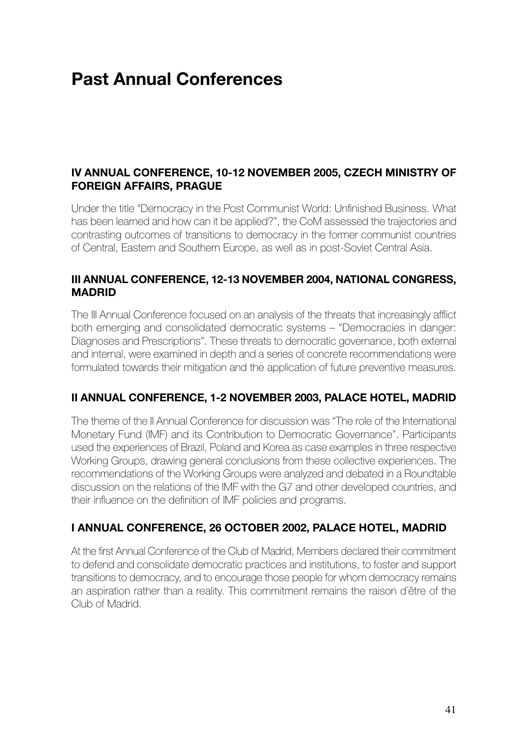# Past Annual Conferences

### IV ANNUAL CONFERENCE, 10-12 NOVEMBER 2005, CZECH MINISTRY OF FOREIGN AFFAIRS, PRAGUE

Under the title "Democracy in the Post Communist World: Unfinished Business. What has been learned and how can it be applied?", the CoM assessed the trajectories and contrasting outcomes of transitions to democracy in the former communist countries of Central, Eastern and Southern Europe, as well as in post-Soviet Central Asia.

### III ANNUAL CONFERENCE, 12-13 NOVEMBER 2004, NATIONAL CONGRESS, MADRID

The III Annual Conference focused on an analysis of the threats that increasingly afflict both emerging and consolidated democratic systems – "Democracies in danger: Diagnoses and Prescriptions". These threats to democratic governance, both external and internal, were examined in depth and a series of concrete recommendations were formulated towards their mitigation and the application of future preventive measures.

### II ANNUAL CONFERENCE, 1-2 NOVEMBER 2003, PALACE HOTEL, MADRID

The theme of the II Annual Conference for discussion was "The role of the International Monetary Fund (IMF) and its Contribution to Democratic Governance". Participants used the experiences of Brazil, Poland and Korea as case examples in three respective Working Groups, drawing general conclusions from these collective experiences. The recommendations of the Working Groups were analyzed and debated in a Roundtable discussion on the relations of the IMF with the G7 and other developed countries, and their influence on the definition of IMF policies and programs.

### I ANNUAL CONFERENCE, 26 OCTOBER 2002, PALACE HOTEL, MADRID

At the first Annual Conference of the Club of Madrid, Members declared their commitment to defend and consolidate democratic practices and institutions, to foster and support transitions to democracy, and to encourage those people for whom democracy remains an aspiration rather than a reality. This commitment remains the raison d´être of the Club of Madrid.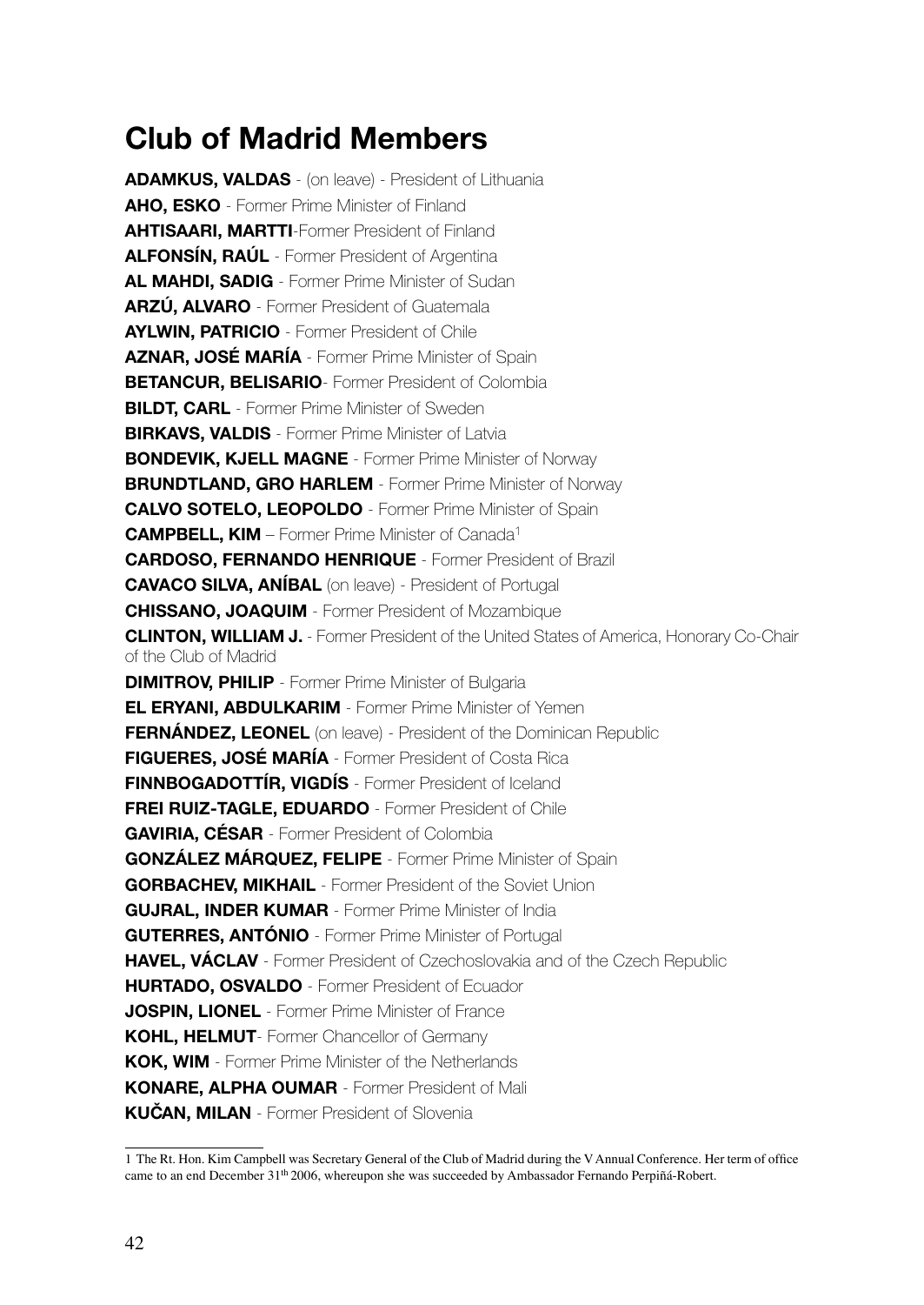# Club of Madrid Members

**ADAMKUS, VALDAS** - (on leave) - President of Lithuania
**AHO, ESKO** - Former Prime Minister of Finland
**AHTISAARI, MARTTI**-Former President of Finland
**ALFONSÍN, RAÚL** - Former President of Argentina
**AL MAHDI, SADIG** - Former Prime Minister of Sudan
**ARZÚ, ALVARO** - Former President of Guatemala
**AYLWIN, PATRICIO** - Former President of Chile
**AZNAR, JOSÉ MARÍA** - Former Prime Minister of Spain
**BETANCUR, BELISARIO**- Former President of Colombia
**BILDT, CARL** - Former Prime Minister of Sweden
**BIRKAVS, VALDIS** - Former Prime Minister of Latvia
**BONDEVIK, KJELL MAGNE** - Former Prime Minister of Norway
**BRUNDTLAND, GRO HARLEM** - Former Prime Minister of Norway
**CALVO SOTELO, LEOPOLDO** - Former Prime Minister of Spain
**CAMPBELL, KIM** – Former Prime Minister of Canada[1]
**CARDOSO, FERNANDO HENRIQUE** - Former President of Brazil
**CAVACO SILVA, ANÍBAL** (on leave) - President of Portugal
**CHISSANO, JOAQUIM** - Former President of Mozambique
**CLINTON, WILLIAM J.** - Former President of the United States of America, Honorary Co-Chair of the Club of Madrid
**DIMITROV, PHILIP** - Former Prime Minister of Bulgaria
**EL ERYANI, ABDULKARIM** - Former Prime Minister of Yemen
**FERNÁNDEZ, LEONEL** (on leave) - President of the Dominican Republic
**FIGUERES, JOSÉ MARÍA** - Former President of Costa Rica
**FINNBOGADOTTÍR, VIGDÍS** - Former President of Iceland
**FREI RUIZ-TAGLE, EDUARDO** - Former President of Chile
**GAVIRIA, CÉSAR** - Former President of Colombia
**GONZÁLEZ MÁRQUEZ, FELIPE** - Former Prime Minister of Spain
**GORBACHEV, MIKHAIL** - Former President of the Soviet Union
**GUJRAL, INDER KUMAR** - Former Prime Minister of India
**GUTERRES, ANTÓNIO** - Former Prime Minister of Portugal
**HAVEL, VÁCLAV** - Former President of Czechoslovakia and of the Czech Republic
**HURTADO, OSVALDO** - Former President of Ecuador
**JOSPIN, LIONEL** - Former Prime Minister of France
**KOHL, HELMUT**- Former Chancellor of Germany
**KOK, WIM** - Former Prime Minister of the Netherlands
**KONARE, ALPHA OUMAR** - Former President of Mali
**KUČAN, MILAN** - Former President of Slovenia

1 The Rt. Hon. Kim Campbell was Secretary General of the Club of Madrid during the V Annual Conference. Her term of office came to an end December 31th 2006, whereupon she was succeeded by Ambassador Fernando Perpiñá-Robert.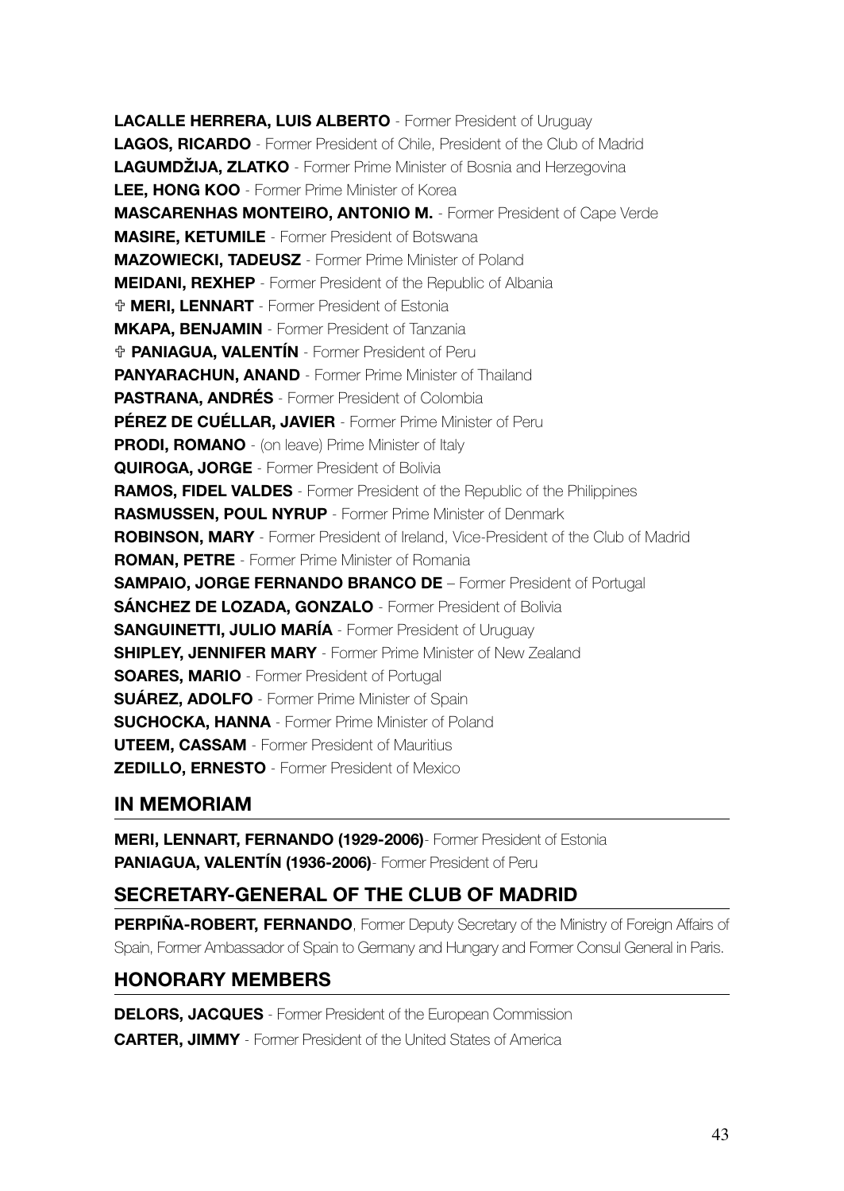**LACALLE HERRERA, LUIS ALBERTO** - Former President of Uruguay
**LAGOS, RICARDO** - Former President of Chile, President of the Club of Madrid
**LAGUMDŽIJA, ZLATKO** - Former Prime Minister of Bosnia and Herzegovina
**LEE, HONG KOO** - Former Prime Minister of Korea
**MASCARENHAS MONTEIRO, ANTONIO M.** - Former President of Cape Verde
**MASIRE, KETUMILE** - Former President of Botswana
**MAZOWIECKI, TADEUSZ** - Former Prime Minister of Poland
**MEIDANI, REXHEP** - Former President of the Republic of Albania
✞ **MERI, LENNART** - Former President of Estonia
**MKAPA, BENJAMIN** - Former President of Tanzania
✞ **PANIAGUA, VALENTÍN** - Former President of Peru
**PANYARACHUN, ANAND** - Former Prime Minister of Thailand
**PASTRANA, ANDRÉS** - Former President of Colombia
**PÉREZ DE CUÉLLAR, JAVIER** - Former Prime Minister of Peru
**PRODI, ROMANO** - (on leave) Prime Minister of Italy
**QUIROGA, JORGE** - Former President of Bolivia
**RAMOS, FIDEL VALDES** - Former President of the Republic of the Philippines
**RASMUSSEN, POUL NYRUP** - Former Prime Minister of Denmark
**ROBINSON, MARY** - Former President of Ireland, Vice-President of the Club of Madrid
**ROMAN, PETRE** - Former Prime Minister of Romania
**SAMPAIO, JORGE FERNANDO BRANCO DE** – Former President of Portugal
**SÁNCHEZ DE LOZADA, GONZALO** - Former President of Bolivia
**SANGUINETTI, JULIO MARÍA** - Former President of Uruguay
**SHIPLEY, JENNIFER MARY** - Former Prime Minister of New Zealand
**SOARES, MARIO** - Former President of Portugal
**SUÁREZ, ADOLFO** - Former Prime Minister of Spain
**SUCHOCKA, HANNA** - Former Prime Minister of Poland
**UTEEM, CASSAM** - Former President of Mauritius
**ZEDILLO, ERNESTO** - Former President of Mexico

## IN MEMORIAM

**MERI, LENNART, FERNANDO (1929-2006)**- Former President of Estonia
**PANIAGUA, VALENTÍN (1936-2006)**- Former President of Peru

## SECRETARY-GENERAL OF THE CLUB OF MADRID

**PERPIÑA-ROBERT, FERNANDO**, Former Deputy Secretary of the Ministry of Foreign Affairs of Spain, Former Ambassador of Spain to Germany and Hungary and Former Consul General in Paris.

## HONORARY MEMBERS

**DELORS, JACQUES** - Former President of the European Commission
**CARTER, JIMMY** - Former President of the United States of America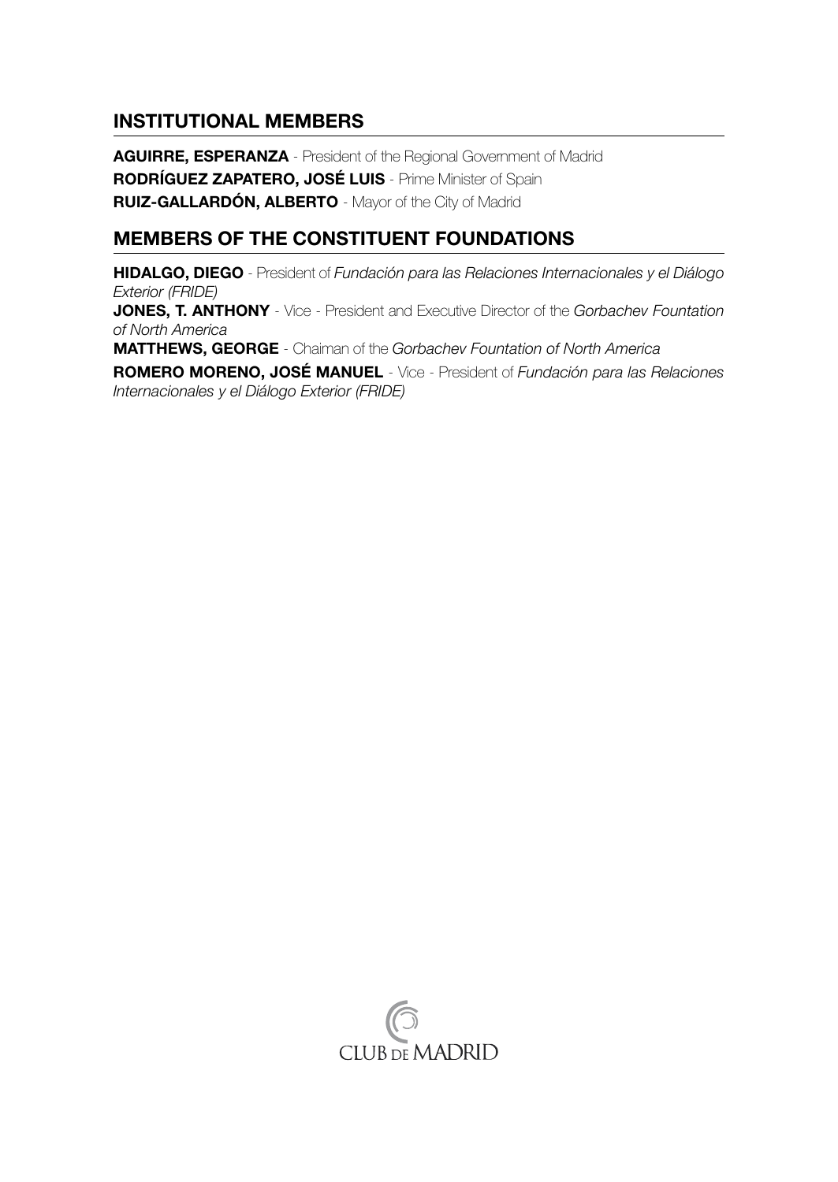## INSTITUTIONAL MEMBERS

**AGUIRRE, ESPERANZA** - President of the Regional Government of Madrid
**RODRÍGUEZ ZAPATERO, JOSÉ LUIS** - Prime Minister of Spain
**RUIZ-GALLARDÓN, ALBERTO** - Mayor of the City of Madrid

## MEMBERS OF THE CONSTITUENT FOUNDATIONS

**HIDALGO, DIEGO** - President of *Fundación para las Relaciones Internacionales y el Diálogo Exterior (FRIDE)*
**JONES, T. ANTHONY** - Vice - President and Executive Director of the *Gorbachev Fountation of North America*
**MATTHEWS, GEORGE** - Chaiman of the *Gorbachev Fountation of North America*
**ROMERO MORENO, JOSÉ MANUEL** - Vice - President of *Fundación para las Relaciones Internacionales y el Diálogo Exterior (FRIDE)*

CLUB DE MADRID